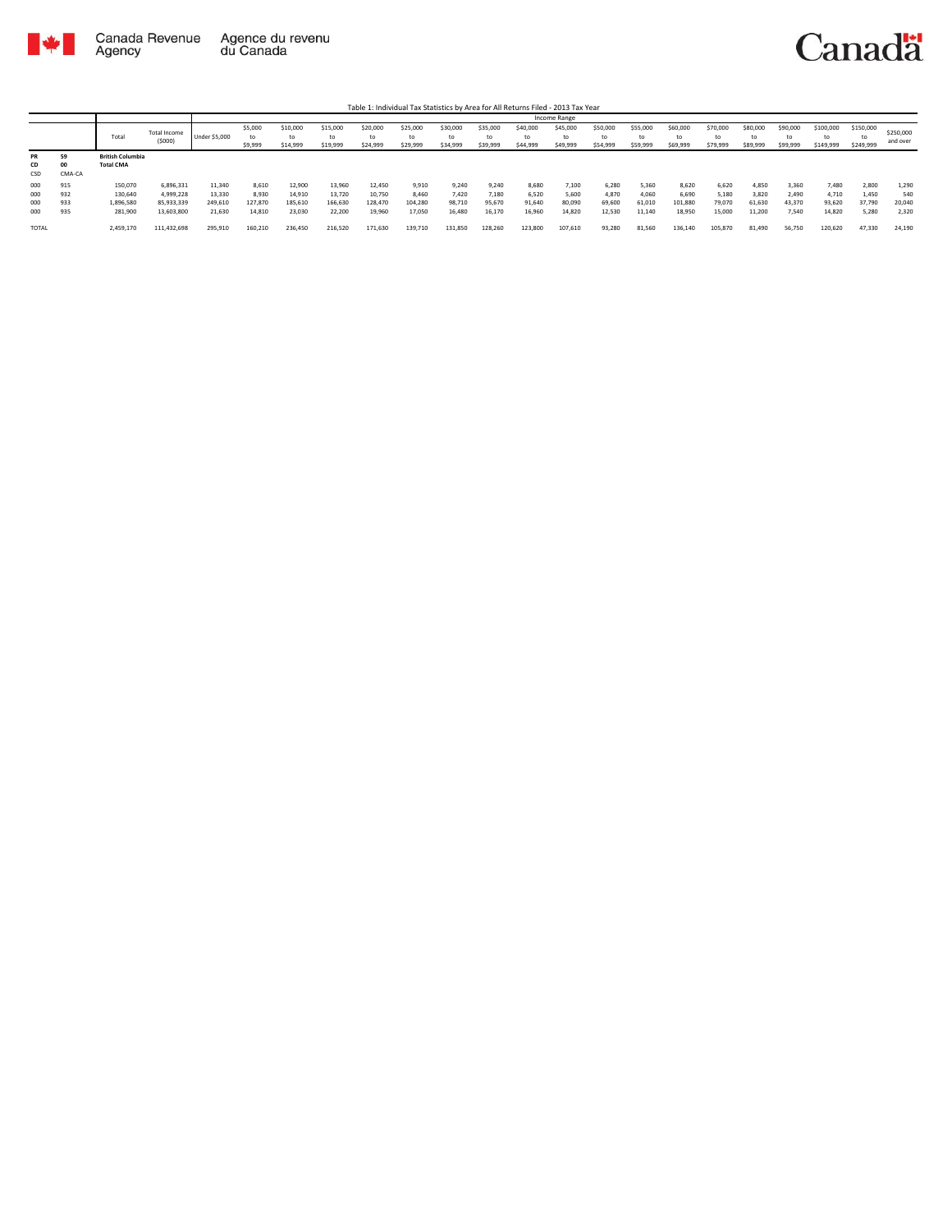Canada Revenue Agency / Agence du revenu du Canada

Canada

Table 1: Individual Tax Statistics by Area for All Returns Filed - 2013 Tax Year

| | | Total | Total Income ($000) | Income Range | | | | | | | | | | | | | | | | | | | |
|---|---|---|---|---|---|---|---|---|---|---|---|---|---|---|---|---|---|---|---|---|---|---|---|
| | | | | Under $5,000 | $5,000 to $9,999 | $10,000 to $14,999 | $15,000 to $19,999 | $20,000 to $24,999 | $25,000 to $29,999 | $30,000 to $34,999 | $35,000 to $39,999 | $40,000 to $44,999 | $45,000 to $49,999 | $50,000 to $54,999 | $55,000 to $59,999 | $60,000 to $69,999 | $70,000 to $79,999 | $80,000 to $89,999 | $90,000 to $99,999 | $100,000 to $149,999 | $150,000 to $249,999 | $250,000 and over |
| PR | 59 | British Columbia | | | | | | | | | | | | | | | | | | | | | | |
| CD | 00 | Total CMA | | | | | | | | | | | | | | | | | | | | | | |
| CSD | CMA-CA | | | | | | | | | | | | | | | | | | | | | | | |
| 000 | 915 | 150,070 | 6,896,331 | 11,340 | 8,610 | 12,900 | 13,960 | 12,450 | 9,910 | 9,240 | 9,240 | 8,680 | 7,100 | 6,280 | 5,360 | 8,620 | 6,620 | 4,850 | 3,360 | 7,480 | 2,800 | 1,290 |
| 000 | 932 | 130,640 | 4,999,228 | 13,330 | 8,930 | 14,910 | 13,720 | 10,750 | 8,460 | 7,420 | 7,180 | 6,520 | 5,600 | 4,870 | 4,060 | 6,690 | 5,180 | 3,820 | 2,490 | 4,710 | 1,450 | 540 |
| 000 | 933 | 1,896,580 | 85,933,339 | 249,610 | 127,870 | 185,610 | 166,630 | 128,470 | 104,280 | 98,710 | 95,670 | 91,640 | 80,090 | 69,600 | 61,010 | 101,880 | 79,070 | 61,630 | 43,370 | 93,620 | 37,790 | 20,040 |
| 000 | 935 | 281,900 | 13,603,800 | 21,630 | 14,810 | 23,030 | 22,200 | 19,960 | 17,050 | 16,480 | 16,170 | 16,960 | 14,820 | 12,530 | 11,140 | 18,950 | 15,000 | 11,200 | 7,540 | 14,820 | 5,280 | 2,320 |
| TOTAL | | 2,459,170 | 111,432,698 | 295,910 | 160,210 | 236,450 | 216,520 | 171,630 | 139,710 | 131,850 | 128,260 | 123,800 | 107,610 | 93,280 | 81,560 | 136,140 | 105,870 | 81,490 | 56,750 | 120,620 | 47,330 | 24,190 |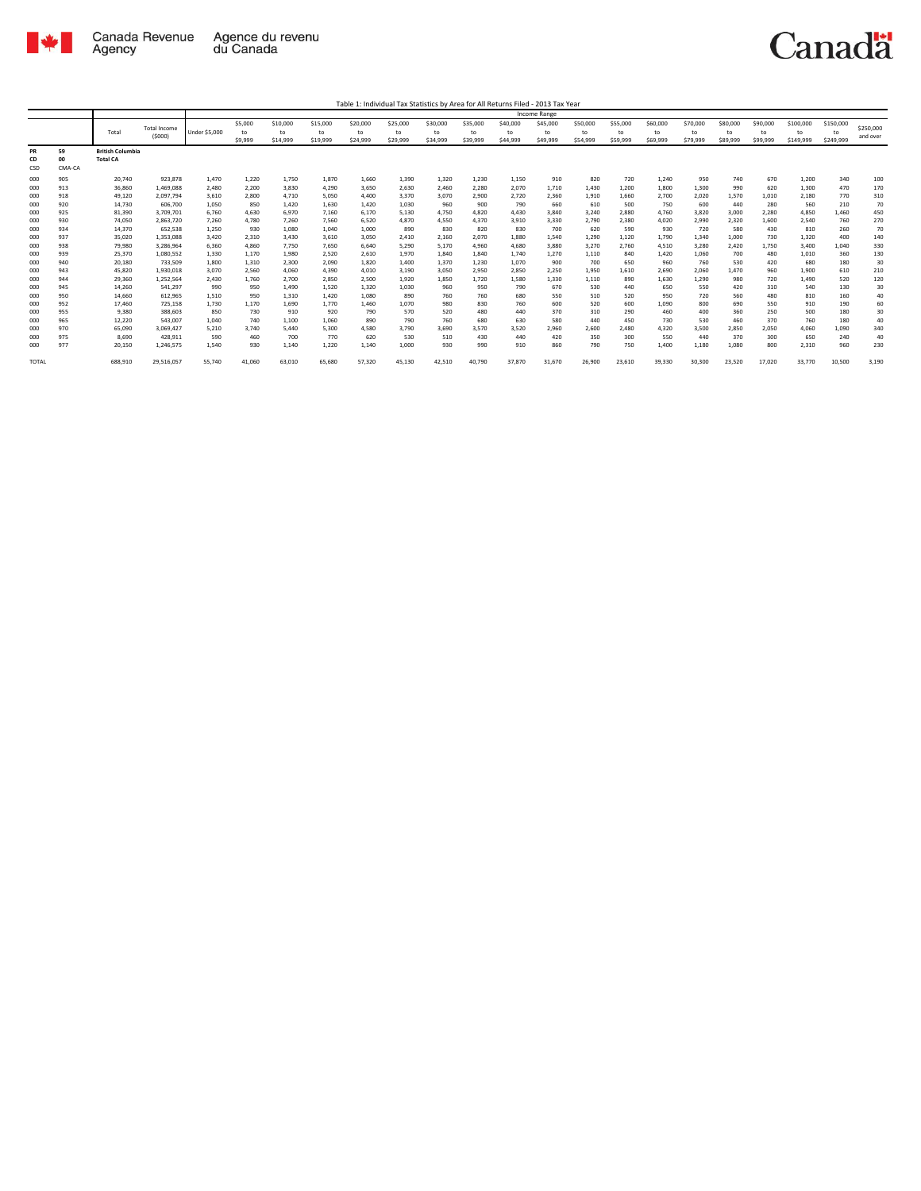Table 1: Individual Tax Statistics by Area for All Returns Filed - 2013 Tax Year

| | | Total | Total Income ($000) | Income Range | | | | | | | | | | | | | | | | | | | |
|---|---|---|---|---|---|---|---|---|---|---|---|---|---|---|---|---|---|---|---|---|---|---|---|
| | | | | Under $5,000 | $5,000 to $9,999 | $10,000 to $14,999 | $15,000 to $19,999 | $20,000 to $24,999 | $25,000 to $29,999 | $30,000 to $34,999 | $35,000 to $39,999 | $40,000 to $44,999 | $45,000 to $49,999 | $50,000 to $54,999 | $55,000 to $59,999 | $60,000 to $69,999 | $70,000 to $79,999 | $80,000 to $89,999 | $90,000 to $99,999 | $100,000 to $149,999 | $150,000 to $249,999 | $250,000 and over |
| PR | 59 | British Columbia | | | | | | | | | | | | | | | | | | | | | |
| CD | 00 | Total CA | | | | | | | | | | | | | | | | | | | | | |
| CSD | CMA-CA | | | | | | | | | | | | | | | | | | | | | | |
| 000 | 905 | 20,740 | 923,878 | 1,470 | 1,220 | 1,750 | 1,870 | 1,660 | 1,390 | 1,320 | 1,230 | 1,150 | 910 | 820 | 720 | 1,240 | 950 | 740 | 670 | 1,200 | 340 | 100 |
| 000 | 913 | 36,860 | 1,469,088 | 2,480 | 2,200 | 3,830 | 4,290 | 3,650 | 2,630 | 2,460 | 2,280 | 2,070 | 1,710 | 1,430 | 1,200 | 1,800 | 1,300 | 990 | 620 | 1,300 | 470 | 170 |
| 000 | 918 | 49,120 | 2,097,794 | 3,610 | 2,800 | 4,710 | 5,050 | 4,400 | 3,370 | 3,070 | 2,900 | 2,720 | 2,360 | 1,910 | 1,660 | 2,700 | 2,020 | 1,570 | 1,010 | 2,180 | 770 | 310 |
| 000 | 920 | 14,730 | 606,700 | 1,050 | 850 | 1,420 | 1,630 | 1,420 | 1,030 | 960 | 900 | 790 | 660 | 610 | 500 | 750 | 600 | 440 | 280 | 560 | 210 | 70 |
| 000 | 925 | 81,390 | 3,709,701 | 6,760 | 4,630 | 6,970 | 7,160 | 6,170 | 5,130 | 4,750 | 4,820 | 4,430 | 3,840 | 3,240 | 2,880 | 4,760 | 3,820 | 3,000 | 2,280 | 4,850 | 1,460 | 450 |
| 000 | 930 | 74,050 | 2,863,720 | 7,260 | 4,780 | 7,260 | 7,560 | 6,520 | 4,870 | 4,550 | 4,370 | 3,910 | 3,330 | 2,790 | 2,380 | 4,020 | 2,990 | 2,320 | 1,600 | 2,540 | 760 | 270 |
| 000 | 934 | 14,370 | 652,538 | 1,250 | 930 | 1,080 | 1,040 | 1,000 | 890 | 830 | 820 | 830 | 700 | 620 | 590 | 930 | 720 | 580 | 430 | 810 | 260 | 70 |
| 000 | 937 | 35,020 | 1,353,088 | 3,420 | 2,310 | 3,430 | 3,610 | 3,050 | 2,410 | 2,160 | 2,070 | 1,880 | 1,540 | 1,290 | 1,120 | 1,790 | 1,340 | 1,000 | 730 | 1,320 | 400 | 140 |
| 000 | 938 | 79,980 | 3,286,964 | 6,360 | 4,860 | 7,750 | 7,650 | 6,640 | 5,290 | 5,170 | 4,960 | 4,680 | 3,880 | 3,270 | 2,760 | 4,510 | 3,280 | 2,420 | 1,750 | 3,400 | 1,040 | 330 |
| 000 | 939 | 25,370 | 1,080,552 | 1,330 | 1,170 | 1,980 | 2,520 | 2,610 | 1,970 | 1,840 | 1,840 | 1,740 | 1,270 | 1,110 | 840 | 1,420 | 1,060 | 700 | 480 | 1,010 | 360 | 130 |
| 000 | 940 | 20,180 | 733,509 | 1,800 | 1,310 | 2,300 | 2,090 | 1,820 | 1,400 | 1,370 | 1,230 | 1,070 | 900 | 700 | 650 | 960 | 760 | 530 | 420 | 680 | 180 | 30 |
| 000 | 943 | 45,820 | 1,930,018 | 3,070 | 2,560 | 4,060 | 4,390 | 4,010 | 3,190 | 3,050 | 2,950 | 2,850 | 2,250 | 1,950 | 1,610 | 2,690 | 2,060 | 1,470 | 960 | 1,900 | 610 | 210 |
| 000 | 944 | 29,360 | 1,252,564 | 2,430 | 1,760 | 2,700 | 2,850 | 2,500 | 1,920 | 1,850 | 1,720 | 1,580 | 1,330 | 1,110 | 890 | 1,630 | 1,290 | 980 | 720 | 1,490 | 520 | 120 |
| 000 | 945 | 14,260 | 541,297 | 990 | 950 | 1,490 | 1,520 | 1,320 | 1,030 | 960 | 950 | 790 | 670 | 530 | 440 | 650 | 550 | 420 | 310 | 540 | 130 | 30 |
| 000 | 950 | 14,660 | 612,965 | 1,510 | 950 | 1,310 | 1,420 | 1,080 | 890 | 760 | 760 | 680 | 550 | 510 | 520 | 950 | 720 | 560 | 480 | 810 | 160 | 40 |
| 000 | 952 | 17,460 | 725,158 | 1,730 | 1,170 | 1,690 | 1,770 | 1,460 | 1,070 | 980 | 830 | 760 | 600 | 520 | 600 | 1,090 | 800 | 690 | 550 | 910 | 190 | 60 |
| 000 | 955 | 9,380 | 388,603 | 850 | 730 | 910 | 920 | 790 | 570 | 520 | 480 | 440 | 370 | 310 | 290 | 460 | 400 | 360 | 250 | 500 | 180 | 30 |
| 000 | 965 | 12,220 | 543,007 | 1,040 | 740 | 1,100 | 1,060 | 890 | 790 | 760 | 680 | 630 | 580 | 440 | 450 | 730 | 530 | 460 | 370 | 760 | 180 | 40 |
| 000 | 970 | 65,090 | 3,069,427 | 5,210 | 3,740 | 5,440 | 5,300 | 4,580 | 3,790 | 3,690 | 3,570 | 3,520 | 2,960 | 2,600 | 2,480 | 4,320 | 3,500 | 2,850 | 2,050 | 4,060 | 1,090 | 340 |
| 000 | 975 | 8,690 | 428,911 | 590 | 460 | 700 | 770 | 620 | 530 | 510 | 430 | 440 | 420 | 350 | 300 | 550 | 440 | 370 | 300 | 650 | 240 | 40 |
| 000 | 977 | 20,150 | 1,246,575 | 1,540 | 930 | 1,140 | 1,220 | 1,140 | 1,000 | 930 | 990 | 910 | 860 | 790 | 750 | 1,400 | 1,180 | 1,080 | 800 | 2,310 | 960 | 230 |
| TOTAL | | 688,910 | 29,516,057 | 55,740 | 41,060 | 63,010 | 65,680 | 57,320 | 45,130 | 42,510 | 40,790 | 37,870 | 31,670 | 26,900 | 23,610 | 39,330 | 30,300 | 23,520 | 17,020 | 33,770 | 10,500 | 3,190 |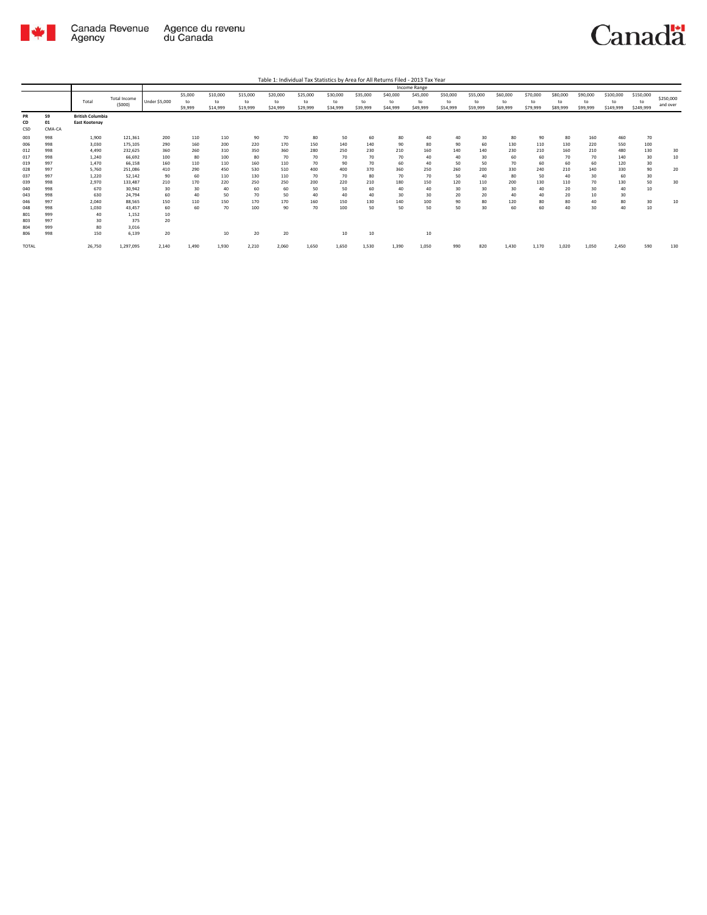Table 1: Individual Tax Statistics by Area for All Returns Filed - 2013 Tax Year

| | | Total | Total Income ($000) | Income Range | | | | | | | | | | | | | | | | | | |
|---|---|---|---|---|---|---|---|---|---|---|---|---|---|---|---|---|---|---|---|---|---|---|
| | | | | Under $5,000 | $5,000 to $9,999 | $10,000 to $14,999 | $15,000 to $19,999 | $20,000 to $24,999 | $25,000 to $29,999 | $30,000 to $34,999 | $35,000 to $39,999 | $40,000 to $44,999 | $45,000 to $49,999 | $50,000 to $54,999 | $55,000 to $59,999 | $60,000 to $69,999 | $70,000 to $79,999 | $80,000 to $89,999 | $90,000 to $99,999 | $100,000 to $149,999 | $150,000 to $249,999 | $250,000 and over |
| PR | 59 | **British Columbia** | | | | | | | | | | | | | | | | | | | | |
| CD | 01 | **East Kootenay** | | | | | | | | | | | | | | | | | | | | |
| CSD | CMA-CA | | | | | | | | | | | | | | | | | | | | | |
| 003 | 998 | 1,900 | 121,361 | 200 | 110 | 110 | 90 | 70 | 80 | 50 | 60 | 80 | 40 | 40 | 30 | 80 | 90 | 80 | 160 | 460 | 70 | |
| 006 | 998 | 3,030 | 175,105 | 290 | 160 | 200 | 220 | 170 | 150 | 140 | 140 | 90 | 80 | 90 | 60 | 130 | 110 | 130 | 220 | 550 | 100 | |
| 012 | 998 | 4,490 | 232,625 | 360 | 260 | 310 | 350 | 360 | 280 | 250 | 230 | 210 | 160 | 140 | 140 | 230 | 210 | 160 | 210 | 480 | 130 | 30 |
| 017 | 998 | 1,240 | 66,692 | 100 | 80 | 100 | 80 | 70 | 70 | 70 | 70 | 70 | 40 | 40 | 30 | 60 | 60 | 70 | 70 | 140 | 30 | 10 |
| 019 | 997 | 1,470 | 66,158 | 160 | 110 | 110 | 160 | 110 | 70 | 90 | 70 | 60 | 40 | 50 | 50 | 70 | 60 | 60 | 60 | 120 | 30 | |
| 028 | 997 | 5,760 | 251,086 | 410 | 290 | 450 | 530 | 510 | 400 | 400 | 370 | 360 | 250 | 260 | 200 | 330 | 240 | 210 | 140 | 330 | 90 | 20 |
| 037 | 997 | 1,220 | 52,142 | 90 | 60 | 110 | 130 | 110 | 70 | 70 | 80 | 70 | 70 | 50 | 40 | 80 | 50 | 40 | 30 | 60 | 30 | |
| 039 | 998 | 2,970 | 133,487 | 210 | 170 | 220 | 250 | 250 | 200 | 220 | 210 | 180 | 150 | 120 | 110 | 200 | 130 | 110 | 70 | 130 | 50 | 30 |
| 040 | 998 | 670 | 30,942 | 30 | 30 | 40 | 60 | 60 | 50 | 50 | 60 | 40 | 40 | 30 | 30 | 30 | 40 | 20 | 30 | 40 | 10 | |
| 043 | 998 | 630 | 24,794 | 60 | 40 | 50 | 70 | 50 | 40 | 40 | 40 | 30 | 30 | 20 | 20 | 40 | 40 | 20 | 10 | 30 | | |
| 046 | 997 | 2,040 | 88,565 | 150 | 110 | 150 | 170 | 170 | 160 | 150 | 130 | 140 | 100 | 90 | 80 | 120 | 80 | 80 | 40 | 80 | 30 | 10 |
| 048 | 998 | 1,030 | 43,457 | 60 | 60 | 70 | 100 | 90 | 70 | 100 | 50 | 50 | 50 | 50 | 30 | 60 | 60 | 40 | 30 | 40 | 10 | |
| 801 | 999 | 40 | 1,152 | 10 | | | | | | | | | | | | | | | | | | |
| 803 | 997 | 30 | 375 | 20 | | | | | | | | | | | | | | | | | | |
| 804 | 999 | 80 | 3,016 | | | | | | | | | | | | | | | | | | | |
| 806 | 998 | 150 | 6,139 | 20 | | 10 | 20 | 20 | | 10 | 10 | | 10 | | | | | | | | | |
| TOTAL | | 26,750 | 1,297,095 | 2,140 | 1,490 | 1,930 | 2,210 | 2,060 | 1,650 | 1,650 | 1,530 | 1,390 | 1,050 | 990 | 820 | 1,430 | 1,170 | 1,020 | 1,050 | 2,450 | 590 | 130 |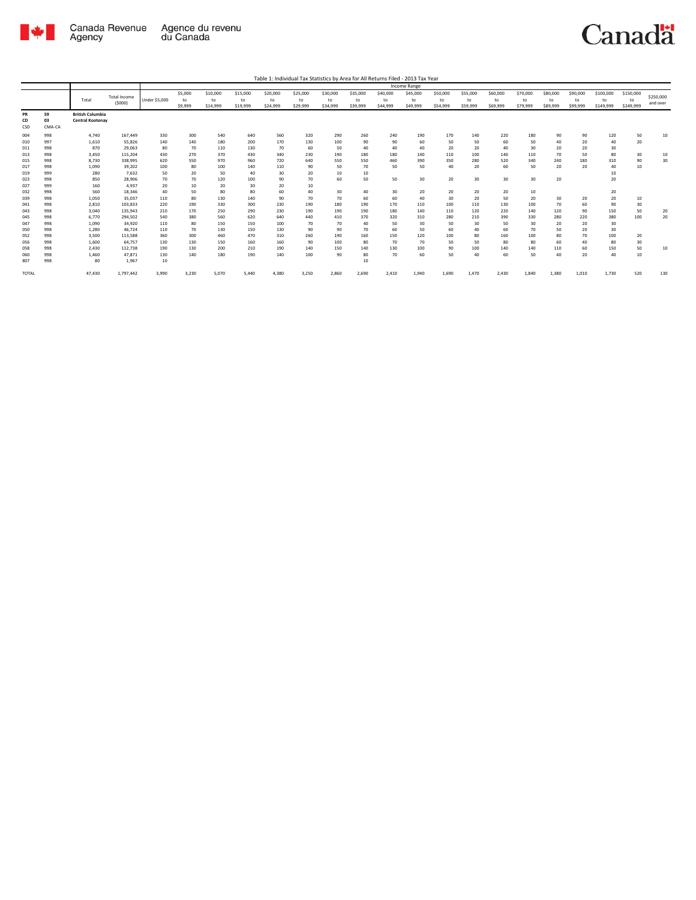Table 1: Individual Tax Statistics by Area for All Returns Filed - 2013 Tax Year

| | | Total | Total Income ($000) | Income Range | | | | | | | | | | | | | | | | | | |
|---|---|---|---|---|---|---|---|---|---|---|---|---|---|---|---|---|---|---|---|---|---|---|
| | | | | Under $5,000 | $5,000 to $9,999 | $10,000 to $14,999 | $15,000 to $19,999 | $20,000 to $24,999 | $25,000 to $29,999 | $30,000 to $34,999 | $35,000 to $39,999 | $40,000 to $44,999 | $45,000 to $49,999 | $50,000 to $54,999 | $55,000 to $59,999 | $60,000 to $69,999 | $70,000 to $79,999 | $80,000 to $89,999 | $90,000 to $99,999 | $100,000 to $149,999 | $150,000 to $249,999 | $250,000 and over |
| PR | 59 | **British Columbia** | | | | | | | | | | | | | | | | | | | | |
| CD | 03 | **Central Kootenay** | | | | | | | | | | | | | | | | | | | | |
| CSD | CMA-CA | | | | | | | | | | | | | | | | | | | | | |
| 004 | 998 | 4,740 | 167,449 | 330 | 300 | 540 | 640 | 560 | 320 | 290 | 260 | 240 | 190 | 170 | 140 | 220 | 180 | 90 | 90 | 120 | 50 | 10 |
| 010 | 997 | 1,610 | 55,826 | 140 | 140 | 180 | 200 | 170 | 130 | 100 | 90 | 90 | 60 | 50 | 50 | 60 | 50 | 40 | 20 | 40 | 20 | |
| 011 | 998 | 870 | 29,063 | 80 | 70 | 110 | 130 | 70 | 60 | 50 | 40 | 40 | 40 | 20 | 20 | 40 | 30 | 20 | 20 | 30 | | |
| 013 | 998 | 3,450 | 115,204 | 430 | 270 | 370 | 430 | 340 | 230 | 190 | 180 | 180 | 140 | 110 | 100 | 140 | 110 | 70 | 50 | 80 | 30 | 10 |
| 015 | 998 | 8,730 | 338,995 | 620 | 550 | 970 | 960 | 720 | 640 | 550 | 550 | 460 | 390 | 350 | 280 | 520 | 340 | 240 | 180 | 310 | 90 | 30 |
| 017 | 998 | 1,090 | 39,202 | 100 | 80 | 100 | 140 | 110 | 90 | 50 | 70 | 50 | 50 | 40 | 20 | 60 | 50 | 20 | 20 | 40 | 10 | |
| 019 | 999 | 280 | 7,632 | 50 | 20 | 50 | 40 | 30 | 20 | 10 | 10 | | | | | | | | | 10 | | |
| 023 | 998 | 850 | 28,906 | 70 | 70 | 120 | 100 | 90 | 70 | 60 | 50 | 50 | 30 | 20 | 30 | 30 | 30 | 20 | | 20 | | |
| 027 | 999 | 160 | 4,937 | 20 | 10 | 20 | 30 | 20 | 10 | | | | | | | | | | | | | |
| 032 | 998 | 560 | 18,346 | 40 | 50 | 80 | 80 | 60 | 40 | 30 | 40 | 30 | 20 | 20 | 20 | 20 | 10 | | | 20 | | |
| 039 | 998 | 1,050 | 35,037 | 110 | 80 | 130 | 140 | 90 | 70 | 70 | 60 | 60 | 40 | 30 | 20 | 50 | 20 | 30 | 20 | 20 | 10 | |
| 041 | 998 | 2,810 | 103,833 | 220 | 190 | 330 | 300 | 230 | 190 | 180 | 190 | 170 | 110 | 100 | 110 | 130 | 100 | 70 | 60 | 90 | 30 | |
| 043 | 998 | 3,040 | 135,943 | 210 | 170 | 250 | 290 | 230 | 190 | 190 | 190 | 180 | 140 | 110 | 120 | 220 | 140 | 120 | 90 | 150 | 50 | 20 |
| 045 | 998 | 6,770 | 294,502 | 540 | 380 | 560 | 620 | 640 | 440 | 410 | 370 | 320 | 310 | 280 | 210 | 390 | 330 | 280 | 220 | 380 | 100 | 20 |
| 047 | 998 | 1,090 | 34,920 | 110 | 80 | 150 | 150 | 100 | 70 | 70 | 40 | 50 | 30 | 50 | 30 | 50 | 30 | 20 | 20 | 30 | | |
| 050 | 998 | 1,280 | 46,724 | 110 | 70 | 130 | 150 | 130 | 90 | 90 | 70 | 60 | 50 | 60 | 40 | 60 | 70 | 50 | 20 | 30 | | |
| 052 | 998 | 3,500 | 113,588 | 360 | 300 | 460 | 470 | 310 | 260 | 190 | 160 | 150 | 120 | 100 | 80 | 160 | 100 | 80 | 70 | 100 | 20 | |
| 056 | 998 | 1,600 | 64,757 | 130 | 130 | 150 | 160 | 160 | 90 | 100 | 80 | 70 | 70 | 50 | 50 | 80 | 80 | 60 | 40 | 80 | 30 | |
| 058 | 998 | 2,430 | 112,738 | 190 | 130 | 200 | 210 | 190 | 140 | 150 | 140 | 130 | 100 | 90 | 100 | 140 | 140 | 110 | 60 | 150 | 50 | 10 |
| 060 | 998 | 1,460 | 47,871 | 130 | 140 | 180 | 190 | 140 | 100 | 90 | 80 | 70 | 60 | 50 | 40 | 60 | 50 | 40 | 20 | 40 | 10 | |
| 807 | 998 | 80 | 1,967 | 10 | | | | | | | 10 | | | | | | | | | | | |
| TOTAL | | 47,430 | 1,797,442 | 3,990 | 3,230 | 5,070 | 5,440 | 4,380 | 3,250 | 2,860 | 2,690 | 2,410 | 1,940 | 1,690 | 1,470 | 2,430 | 1,840 | 1,380 | 1,010 | 1,730 | 520 | 130 |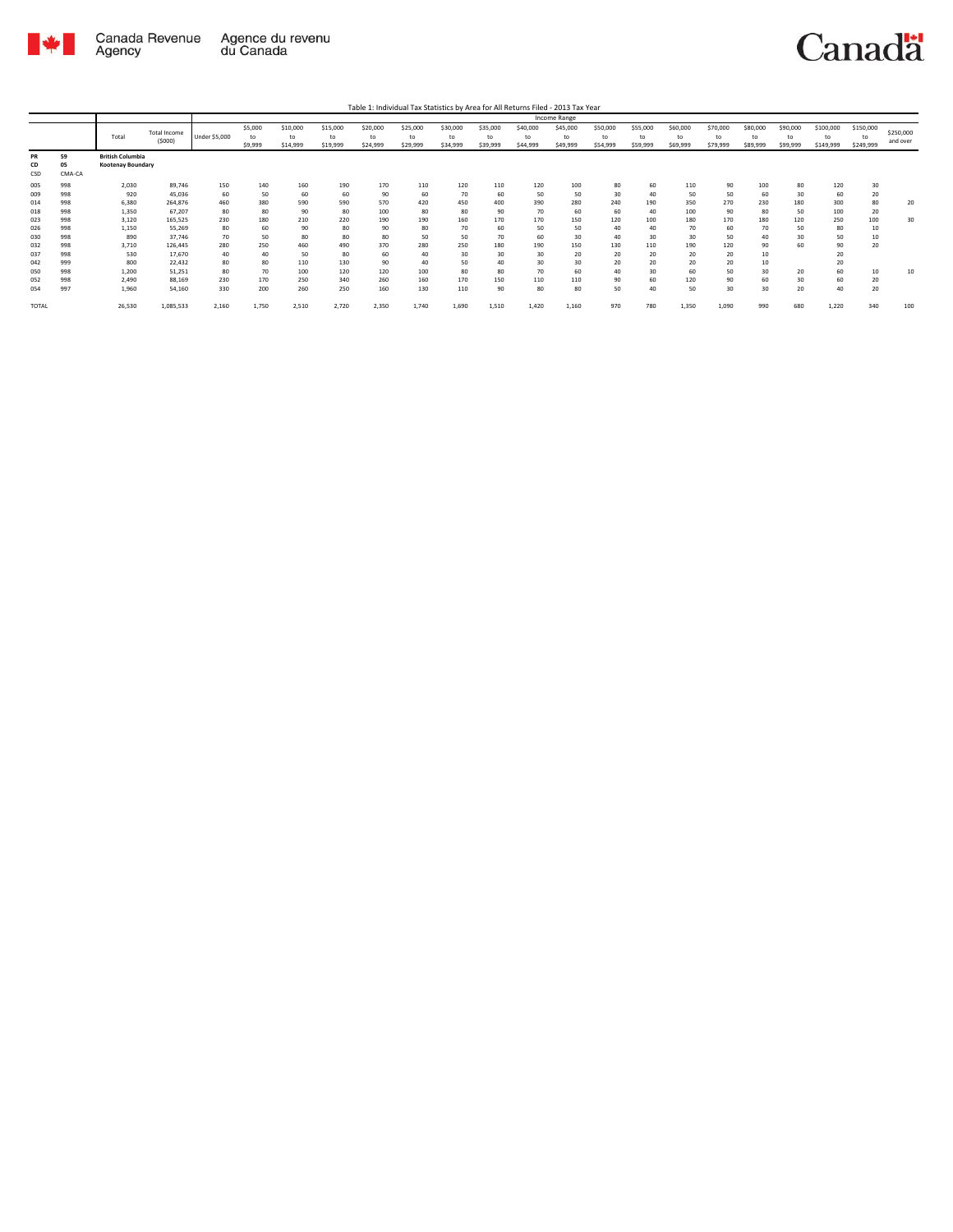Table 1: Individual Tax Statistics by Area for All Returns Filed - 2013 Tax Year

| | | Total | Total Income ($000) | Income Range | | | | | | | | | | | | | | | | | | |
|---|---|---|---|---|---|---|---|---|---|---|---|---|---|---|---|---|---|---|---|---|---|---|
| | | | | Under $5,000 | $5,000 to $9,999 | $10,000 to $14,999 | $15,000 to $19,999 | $20,000 to $24,999 | $25,000 to $29,999 | $30,000 to $34,999 | $35,000 to $39,999 | $40,000 to $44,999 | $45,000 to $49,999 | $50,000 to $54,999 | $55,000 to $59,999 | $60,000 to $69,999 | $70,000 to $79,999 | $80,000 to $89,999 | $90,000 to $99,999 | $100,000 to $149,999 | $150,000 to $249,999 | $250,000 and over |
| PR 59 | | **British Columbia** | | | | | | | | | | | | | | | | | | | | |
| CD 05 | | **Kootenay Boundary** | | | | | | | | | | | | | | | | | | | | |
| CSD | CMA-CA | | | | | | | | | | | | | | | | | | | | | |
| 005 | 998 | 2,030 | 89,746 | 150 | 140 | 160 | 190 | 170 | 110 | 120 | 110 | 120 | 100 | 80 | 60 | 110 | 90 | 100 | 80 | 120 | 30 | |
| 009 | 998 | 920 | 45,036 | 60 | 50 | 60 | 60 | 90 | 60 | 70 | 60 | 50 | 50 | 30 | 40 | 50 | 50 | 60 | 30 | 60 | 20 | |
| 014 | 998 | 6,380 | 264,876 | 460 | 380 | 590 | 590 | 570 | 420 | 450 | 400 | 390 | 280 | 240 | 190 | 350 | 270 | 230 | 180 | 300 | 80 | 20 |
| 018 | 998 | 1,350 | 67,207 | 80 | 80 | 90 | 80 | 100 | 80 | 80 | 90 | 70 | 60 | 60 | 40 | 100 | 90 | 80 | 50 | 100 | 20 | |
| 023 | 998 | 3,120 | 165,525 | 230 | 180 | 210 | 220 | 190 | 190 | 160 | 170 | 170 | 150 | 120 | 100 | 180 | 170 | 180 | 120 | 250 | 100 | 30 |
| 026 | 998 | 1,150 | 55,269 | 80 | 60 | 90 | 80 | 90 | 80 | 70 | 60 | 50 | 50 | 40 | 40 | 70 | 60 | 70 | 50 | 80 | 10 | |
| 030 | 998 | 890 | 37,746 | 70 | 50 | 80 | 80 | 80 | 50 | 50 | 70 | 60 | 30 | 40 | 30 | 30 | 50 | 40 | 30 | 50 | 10 | |
| 032 | 998 | 3,710 | 126,445 | 280 | 250 | 460 | 490 | 370 | 280 | 250 | 180 | 190 | 150 | 130 | 110 | 190 | 120 | 90 | 60 | 90 | 20 | |
| 037 | 998 | 530 | 17,670 | 40 | 40 | 50 | 80 | 60 | 40 | 30 | 30 | 30 | 20 | 20 | 20 | 20 | 20 | 10 | | 20 | | |
| 042 | 999 | 800 | 22,432 | 80 | 80 | 110 | 130 | 90 | 40 | 50 | 40 | 30 | 30 | 20 | 20 | 20 | 20 | 10 | | 20 | | |
| 050 | 998 | 1,200 | 51,251 | 80 | 70 | 100 | 120 | 120 | 100 | 80 | 80 | 70 | 60 | 40 | 30 | 60 | 50 | 30 | 20 | 60 | 10 | 10 |
| 052 | 998 | 2,490 | 88,169 | 230 | 170 | 250 | 340 | 260 | 160 | 170 | 150 | 110 | 110 | 90 | 60 | 120 | 90 | 60 | 30 | 60 | 20 | |
| 054 | 997 | 1,960 | 54,160 | 330 | 200 | 260 | 250 | 160 | 130 | 110 | 90 | 80 | 80 | 50 | 40 | 50 | 30 | 30 | 20 | 40 | 20 | |
| TOTAL | | 26,530 | 1,085,533 | 2,160 | 1,750 | 2,510 | 2,720 | 2,350 | 1,740 | 1,690 | 1,510 | 1,420 | 1,160 | 970 | 780 | 1,350 | 1,090 | 990 | 680 | 1,220 | 340 | 100 |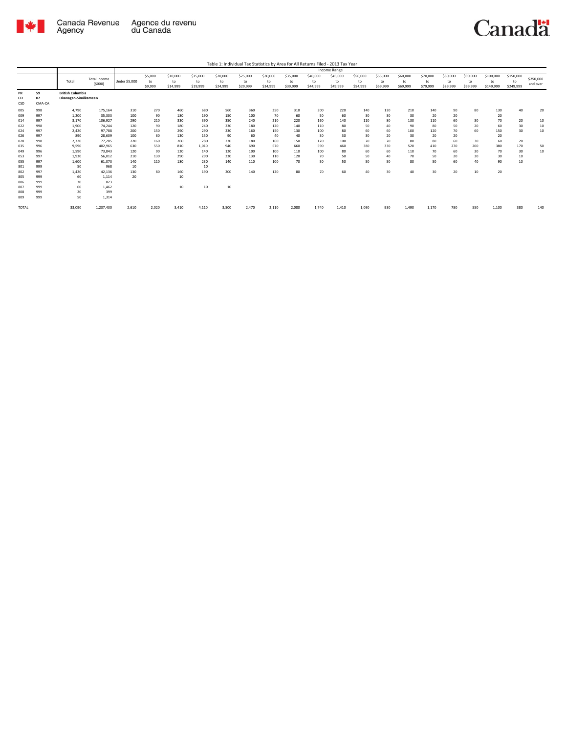Table 1: Individual Tax Statistics by Area for All Returns Filed - 2013 Tax Year

| | | Total | Total Income ($000) | Income Range | | | | | | | | | | | | | | | | | | |
|---|---|---|---|---|---|---|---|---|---|---|---|---|---|---|---|---|---|---|---|---|---|---|
| | | | | Under $5,000 | $5,000 to $9,999 | $10,000 to $14,999 | $15,000 to $19,999 | $20,000 to $24,999 | $25,000 to $29,999 | $30,000 to $34,999 | $35,000 to $39,999 | $40,000 to $44,999 | $45,000 to $49,999 | $50,000 to $54,999 | $55,000 to $59,999 | $60,000 to $69,999 | $70,000 to $79,999 | $80,000 to $89,999 | $90,000 to $99,999 | $100,000 to $149,999 | $150,000 to $249,999 | $250,000 and over |
| PR | 59 | British Columbia | | | | | | | | | | | | | | | | | | | | |
| CD | 07 | Okanagan-Similkameen | | | | | | | | | | | | | | | | | | | | |
| CSD | CMA-CA | | | | | | | | | | | | | | | | | | | | | |
| 005 | 998 | 4,790 | 175,164 | 310 | 270 | 460 | 680 | 560 | 360 | 350 | 310 | 300 | 220 | 140 | 130 | 210 | 140 | 90 | 80 | 130 | 40 | 20 |
| 009 | 997 | 1,200 | 35,303 | 100 | 90 | 180 | 190 | 150 | 100 | 70 | 60 | 50 | 60 | 30 | 30 | 30 | 20 | 20 | | 20 | | |
| 014 | 997 | 3,170 | 106,927 | 290 | 210 | 330 | 390 | 350 | 240 | 210 | 220 | 160 | 140 | 110 | 80 | 130 | 110 | 60 | 30 | 70 | 20 | 10 |
| 022 | 998 | 1,900 | 74,244 | 120 | 90 | 180 | 240 | 230 | 180 | 120 | 140 | 110 | 80 | 50 | 40 | 90 | 80 | 50 | 20 | 60 | 30 | 10 |
| 024 | 997 | 2,420 | 97,788 | 200 | 150 | 290 | 290 | 230 | 160 | 150 | 130 | 100 | 80 | 60 | 60 | 100 | 120 | 70 | 60 | 150 | 30 | 10 |
| 026 | 997 | 890 | 28,609 | 100 | 60 | 130 | 150 | 90 | 60 | 40 | 40 | 30 | 30 | 30 | 20 | 30 | 20 | 20 | | 20 | | |
| 028 | 998 | 2,320 | 77,285 | 220 | 160 | 260 | 280 | 230 | 180 | 160 | 150 | 120 | 100 | 70 | 70 | 80 | 80 | 60 | 30 | 60 | 20 | |
| 035 | 996 | 9,590 | 402,965 | 630 | 550 | 810 | 1,010 | 940 | 690 | 570 | 660 | 590 | 460 | 380 | 330 | 520 | 410 | 270 | 200 | 380 | 170 | 50 |
| 049 | 996 | 1,590 | 73,843 | 120 | 90 | 120 | 140 | 120 | 100 | 100 | 110 | 100 | 80 | 60 | 60 | 110 | 70 | 60 | 30 | 70 | 30 | 10 |
| 053 | 997 | 1,930 | 56,012 | 210 | 130 | 290 | 290 | 230 | 130 | 110 | 120 | 70 | 50 | 50 | 40 | 70 | 50 | 20 | 30 | 30 | 10 | |
| 055 | 997 | 1,600 | 61,073 | 140 | 110 | 180 | 230 | 140 | 110 | 100 | 70 | 50 | 50 | 50 | 50 | 80 | 50 | 60 | 40 | 90 | 10 | |
| 801 | 999 | 50 | 968 | 10 | | | 10 | | | | | | | | | | | | | | | |
| 802 | 997 | 1,420 | 42,136 | 130 | 80 | 160 | 190 | 200 | 140 | 120 | 80 | 70 | 60 | 40 | 30 | 40 | 30 | 20 | 10 | 20 | | |
| 805 | 999 | 60 | 1,114 | 20 | | 10 | | | | | | | | | | | | | | | | |
| 806 | 999 | 30 | 823 | | | | | | | | | | | | | | | | | | | |
| 807 | 999 | 60 | 1,462 | | | 10 | 10 | 10 | | | | | | | | | | | | | | |
| 808 | 999 | 20 | 399 | | | | | | | | | | | | | | | | | | | |
| 809 | 999 | 50 | 1,314 | | | | | | | | | | | | | | | | | | | |
| TOTAL | | 33,090 | 1,237,430 | 2,610 | 2,020 | 3,410 | 4,110 | 3,500 | 2,470 | 2,110 | 2,080 | 1,740 | 1,410 | 1,090 | 930 | 1,490 | 1,170 | 780 | 550 | 1,100 | 380 | 140 |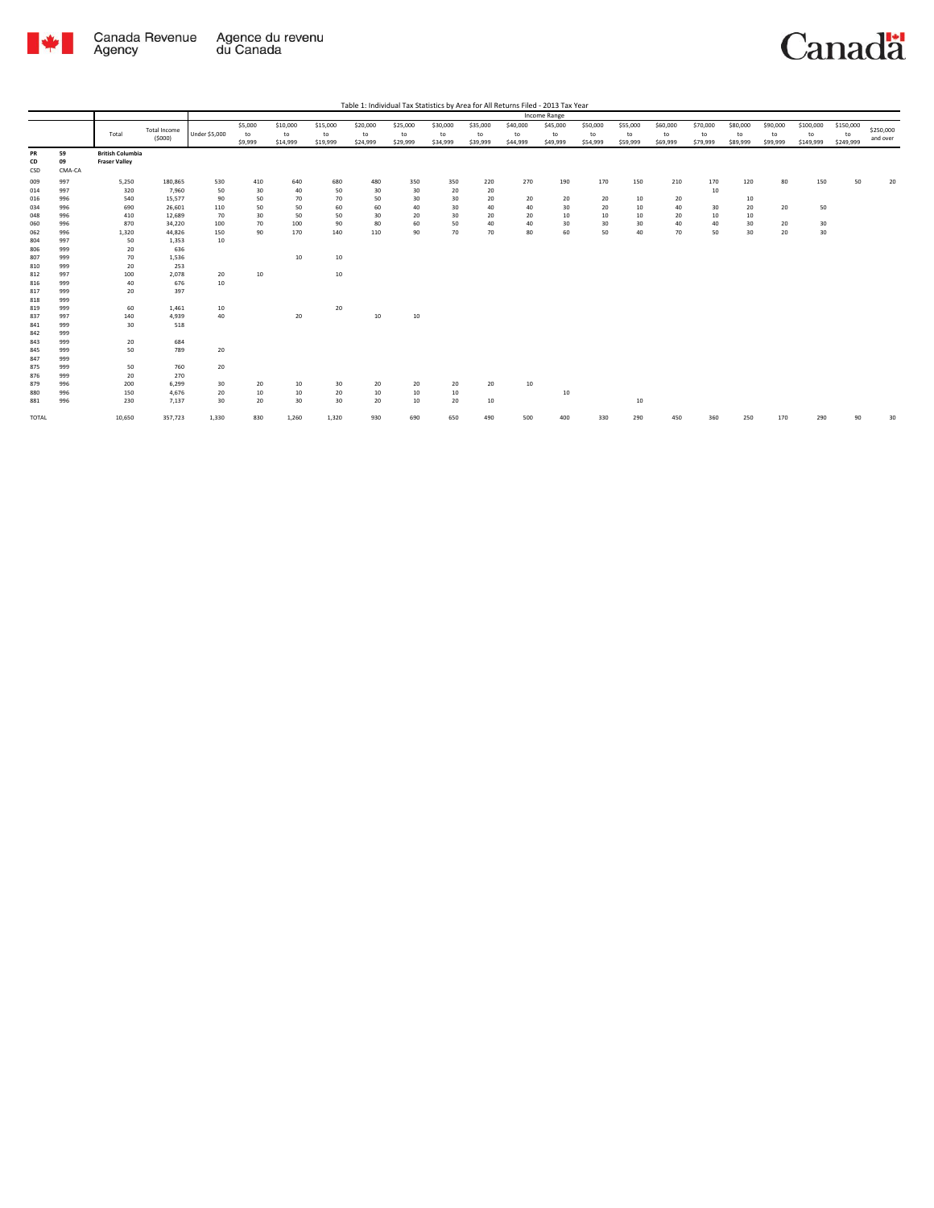Table 1: Individual Tax Statistics by Area for All Returns Filed - 2013 Tax Year

| | | Total | Total Income ($000) | Income Range | | | | | | | | | | | | | | | | | | |
|---|---|---|---|---|---|---|---|---|---|---|---|---|---|---|---|---|---|---|---|---|---|---|
| | | | | Under $5,000 | $5,000 to $9,999 | $10,000 to $14,999 | $15,000 to $19,999 | $20,000 to $24,999 | $25,000 to $29,999 | $30,000 to $34,999 | $35,000 to $39,999 | $40,000 to $44,999 | $45,000 to $49,999 | $50,000 to $54,999 | $55,000 to $59,999 | $60,000 to $69,999 | $70,000 to $79,999 | $80,000 to $89,999 | $90,000 to $99,999 | $100,000 to $149,999 | $150,000 to $249,999 | $250,000 and over |
| PR | 59 | **British Columbia** | | | | | | | | | | | | | | | | | | | | |
| CD | 09 | **Fraser Valley** | | | | | | | | | | | | | | | | | | | | |
| CSD | CMA-CA | | | | | | | | | | | | | | | | | | | | | |
| 009 | 997 | 5,250 | 180,865 | 530 | 410 | 640 | 680 | 480 | 350 | 350 | 220 | 270 | 190 | 170 | 150 | 210 | 170 | 120 | 80 | 150 | 50 | 20 |
| 014 | 997 | 320 | 7,960 | 50 | 30 | 40 | 50 | 30 | 30 | 20 | 20 | | | | | | 10 | | | | | |
| 016 | 996 | 540 | 15,577 | 90 | 50 | 70 | 70 | 50 | 30 | 30 | 20 | 20 | 20 | 20 | 10 | 20 | | 10 | | | | |
| 034 | 996 | 690 | 26,601 | 110 | 50 | 50 | 60 | 60 | 40 | 30 | 40 | 40 | 30 | 20 | 10 | 40 | 30 | 20 | 20 | 50 | | |
| 048 | 996 | 410 | 12,689 | 70 | 30 | 50 | 50 | 30 | 20 | 30 | 20 | 20 | 10 | 10 | 10 | 20 | 10 | 10 | | | | |
| 060 | 996 | 870 | 34,220 | 100 | 70 | 100 | 90 | 80 | 60 | 50 | 40 | 40 | 30 | 30 | 30 | 40 | 40 | 30 | 20 | 30 | | |
| 062 | 996 | 1,320 | 44,826 | 150 | 90 | 170 | 140 | 110 | 90 | 70 | 70 | 80 | 60 | 50 | 40 | 70 | 50 | 30 | 20 | 30 | | |
| 804 | 997 | 50 | 1,353 | 10 | | | | | | | | | | | | | | | | | | |
| 806 | 999 | 20 | 636 | | | | | | | | | | | | | | | | | | | |
| 807 | 999 | 70 | 1,536 | | | 10 | 10 | | | | | | | | | | | | | | | |
| 810 | 999 | 20 | 253 | | | | | | | | | | | | | | | | | | | |
| 812 | 997 | 100 | 2,078 | 20 | 10 | | 10 | | | | | | | | | | | | | | | |
| 816 | 999 | 40 | 676 | 10 | | | | | | | | | | | | | | | | | | |
| 817 | 999 | 20 | 397 | | | | | | | | | | | | | | | | | | | |
| 818 | 999 | | | | | | | | | | | | | | | | | | | | | |
| 819 | 999 | 60 | 1,461 | 10 | | | 20 | | | | | | | | | | | | | | | |
| 837 | 997 | 140 | 4,939 | 40 | | 20 | | 10 | 10 | | | | | | | | | | | | | |
| 841 | 999 | 30 | 518 | | | | | | | | | | | | | | | | | | | |
| 842 | 999 | | | | | | | | | | | | | | | | | | | | | |
| 843 | 999 | 20 | 684 | | | | | | | | | | | | | | | | | | | |
| 845 | 999 | 50 | 789 | 20 | | | | | | | | | | | | | | | | | | |
| 847 | 999 | | | | | | | | | | | | | | | | | | | | | |
| 875 | 999 | 50 | 760 | 20 | | | | | | | | | | | | | | | | | | |
| 876 | 999 | 20 | 270 | | | | | | | | | | | | | | | | | | | |
| 879 | 996 | 200 | 6,299 | 30 | 20 | 10 | 30 | 20 | 20 | 20 | 20 | 10 | | | | | | | | | | |
| 880 | 996 | 150 | 4,676 | 20 | 10 | 10 | 20 | 10 | 10 | 10 | | | 10 | | | | | | | | | |
| 881 | 996 | 230 | 7,137 | 30 | 20 | 30 | 30 | 20 | 10 | 20 | 10 | | | | 10 | | | | | | | |
| TOTAL | | 10,650 | 357,723 | 1,330 | 830 | 1,260 | 1,320 | 930 | 690 | 650 | 490 | 500 | 400 | 330 | 290 | 450 | 360 | 250 | 170 | 290 | 90 | 30 |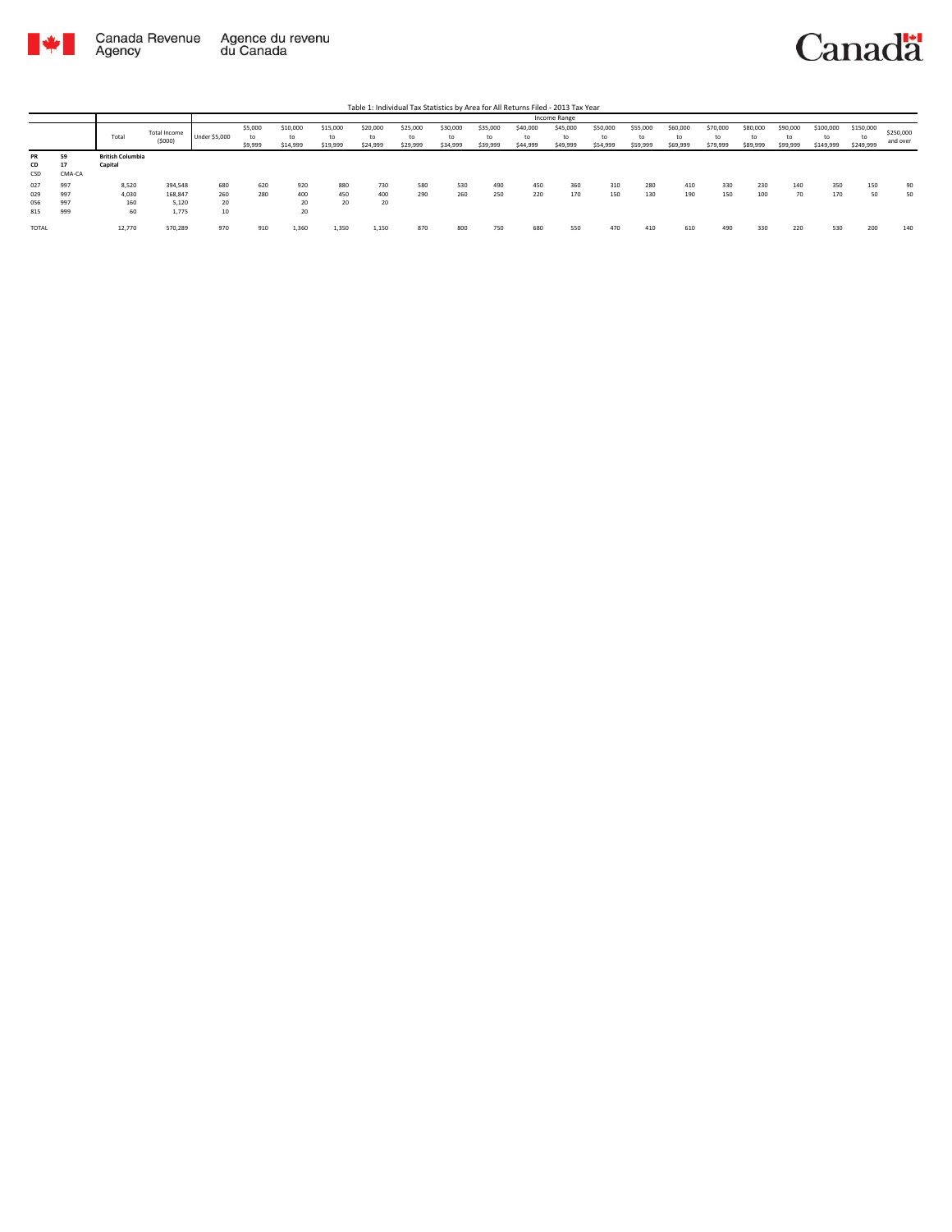Canada Revenue Agency / Agence du revenu du Canada

Table 1: Individual Tax Statistics by Area for All Returns Filed - 2013 Tax Year

| | | Total | Total Income ($000) | Income Range | | | | | | | | | | | | | | | | | | |
|---|---|---|---|---|---|---|---|---|---|---|---|---|---|---|---|---|---|---|---|---|---|---|
| | | | | Under $5,000 | $5,000 to $9,999 | $10,000 to $14,999 | $15,000 to $19,999 | $20,000 to $24,999 | $25,000 to $29,999 | $30,000 to $34,999 | $35,000 to $39,999 | $40,000 to $44,999 | $45,000 to $49,999 | $50,000 to $54,999 | $55,000 to $59,999 | $60,000 to $69,999 | $70,000 to $79,999 | $80,000 to $89,999 | $90,000 to $99,999 | $100,000 to $149,999 | $150,000 to $249,999 | $250,000 and over |
| **PR** | **59** | **British Columbia** | | | | | | | | | | | | | | | | | | | | |
| **CD** | **17** | **Capital** | | | | | | | | | | | | | | | | | | | | |
| CSD | CMA-CA | | | | | | | | | | | | | | | | | | | | | |
| 027 | 997 | 8,520 | 394,548 | 680 | 620 | 920 | 880 | 730 | 580 | 530 | 490 | 450 | 360 | 310 | 280 | 410 | 330 | 230 | 140 | 350 | 150 | 90 |
| 029 | 997 | 4,030 | 168,847 | 260 | 280 | 400 | 450 | 400 | 290 | 260 | 250 | 220 | 170 | 150 | 130 | 190 | 150 | 100 | 70 | 170 | 50 | 50 |
| 056 | 997 | 160 | 5,120 | 20 | | 20 | 20 | 20 | | | | | | | | | | | | | | |
| 815 | 999 | 60 | 1,775 | 10 | | 20 | | | | | | | | | | | | | | | | |
| TOTAL | | 12,770 | 570,289 | 970 | 910 | 1,360 | 1,350 | 1,150 | 870 | 800 | 750 | 680 | 550 | 470 | 410 | 610 | 490 | 330 | 220 | 530 | 200 | 140 |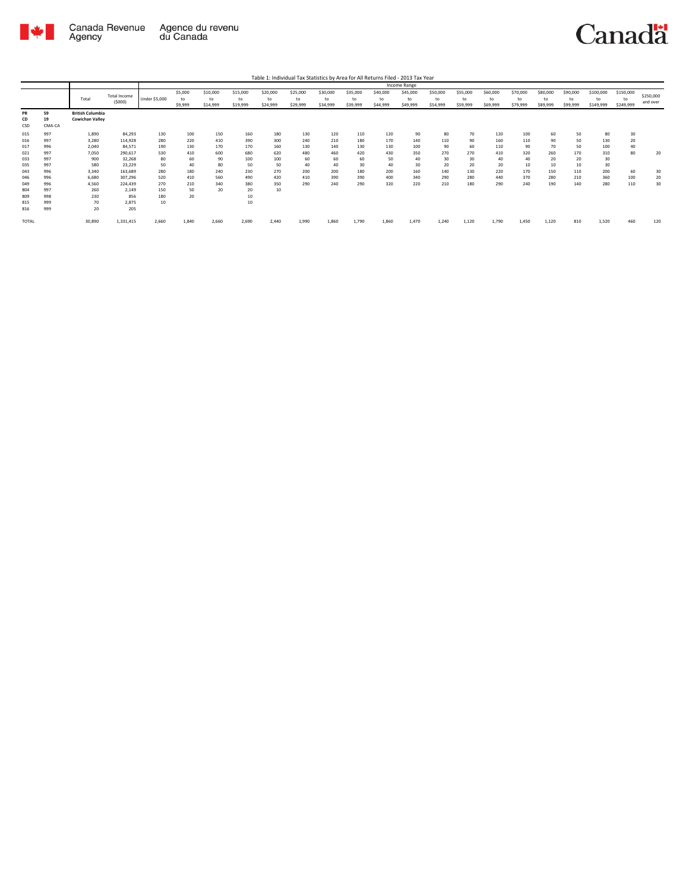Table 1: Individual Tax Statistics by Area for All Returns Filed - 2013 Tax Year

| | | Total | Total Income ($000) | Income Range | | | | | | | | | | | | | | | | | | |
|---|---|---|---|---|---|---|---|---|---|---|---|---|---|---|---|---|---|---|---|---|---|---|
| | | | | Under $5,000 | $5,000 to $9,999 | $10,000 to $14,999 | $15,000 to $19,999 | $20,000 to $24,999 | $25,000 to $29,999 | $30,000 to $34,999 | $35,000 to $39,999 | $40,000 to $44,999 | $45,000 to $49,999 | $50,000 to $54,999 | $55,000 to $59,999 | $60,000 to $69,999 | $70,000 to $79,999 | $80,000 to $89,999 | $90,000 to $99,999 | $100,000 to $149,999 | $150,000 to $249,999 | $250,000 and over |
| PR | 59 | British Columbia | | | | | | | | | | | | | | | | | | | | |
| CD | 19 | Cowichan Valley | | | | | | | | | | | | | | | | | | | | |
| CSD | CMA-CA | | | | | | | | | | | | | | | | | | | | | |
| 015 | 997 | 1,890 | 84,293 | 130 | 100 | 150 | 160 | 180 | 130 | 120 | 110 | 120 | 90 | 80 | 70 | 120 | 100 | 60 | 50 | 80 | 30 | |
| 016 | 997 | 3,280 | 114,928 | 280 | 220 | 410 | 390 | 300 | 240 | 210 | 180 | 170 | 140 | 110 | 90 | 160 | 110 | 90 | 50 | 130 | 20 | |
| 017 | 996 | 2,040 | 84,571 | 190 | 130 | 170 | 170 | 160 | 130 | 140 | 130 | 130 | 100 | 90 | 60 | 110 | 90 | 70 | 50 | 100 | 40 | |
| 021 | 997 | 7,050 | 290,617 | 530 | 410 | 600 | 680 | 620 | 480 | 460 | 420 | 430 | 350 | 270 | 270 | 410 | 320 | 260 | 170 | 310 | 80 | 20 |
| 033 | 997 | 900 | 32,268 | 80 | 60 | 90 | 100 | 100 | 60 | 60 | 60 | 50 | 40 | 30 | 30 | 40 | 40 | 20 | 20 | 30 | | |
| 035 | 997 | 580 | 23,229 | 50 | 40 | 80 | 50 | 50 | 40 | 40 | 30 | 40 | 30 | 20 | 20 | 20 | 10 | 10 | 10 | 30 | | |
| 043 | 996 | 3,340 | 163,689 | 280 | 180 | 240 | 230 | 270 | 200 | 200 | 180 | 200 | 160 | 140 | 130 | 220 | 170 | 150 | 110 | 200 | 60 | 30 |
| 046 | 996 | 6,680 | 307,296 | 520 | 410 | 560 | 490 | 420 | 410 | 390 | 390 | 400 | 340 | 290 | 280 | 440 | 370 | 280 | 210 | 360 | 100 | 20 |
| 049 | 996 | 4,560 | 224,439 | 270 | 210 | 340 | 380 | 350 | 290 | 240 | 290 | 320 | 220 | 210 | 180 | 290 | 240 | 190 | 140 | 280 | 110 | 30 |
| 804 | 997 | 260 | 2,149 | 150 | 50 | 20 | 20 | 10 | | | | | | | | | | | | | | |
| 809 | 998 | 230 | 856 | 180 | 20 | | 10 | | | | | | | | | | | | | | | |
| 815 | 999 | 70 | 2,875 | 10 | | | 10 | | | | | | | | | | | | | | | |
| 816 | 999 | 20 | 205 | | | | | | | | | | | | | | | | | | | |
| TOTAL | | 30,890 | 1,331,415 | 2,660 | 1,840 | 2,660 | 2,690 | 2,440 | 1,990 | 1,860 | 1,790 | 1,860 | 1,470 | 1,240 | 1,120 | 1,790 | 1,450 | 1,120 | 810 | 1,520 | 460 | 120 |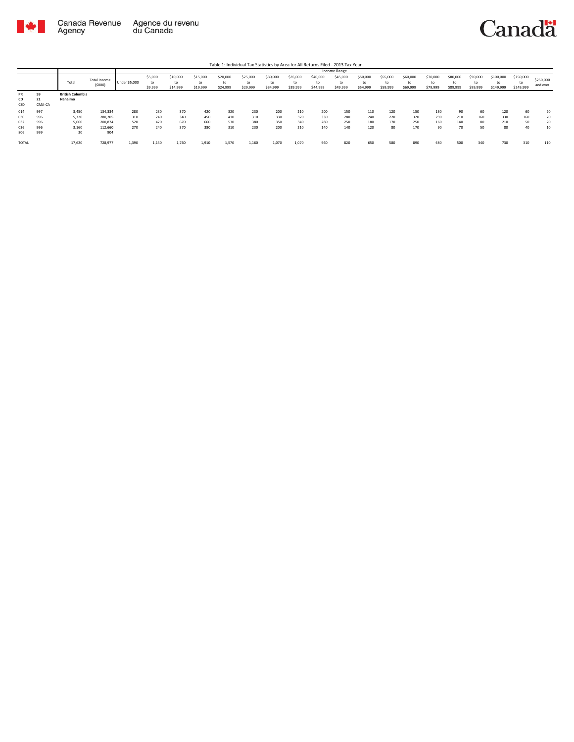Table 1: Individual Tax Statistics by Area for All Returns Filed - 2013 Tax Year

| | | Total | Total Income ($000) | Income Range | | | | | | | | | | | | | | | | | | | |
|---|---|---|---|---|---|---|---|---|---|---|---|---|---|---|---|---|---|---|---|---|---|---|---|
| | | | | Under $5,000 | $5,000 to $9,999 | $10,000 to $14,999 | $15,000 to $19,999 | $20,000 to $24,999 | $25,000 to $29,999 | $30,000 to $34,999 | $35,000 to $39,999 | $40,000 to $44,999 | $45,000 to $49,999 | $50,000 to $54,999 | $55,000 to $59,999 | $60,000 to $69,999 | $70,000 to $79,999 | $80,000 to $89,999 | $90,000 to $99,999 | $100,000 to $149,999 | $150,000 to $249,999 | $250,000 and over |
| PR | 59 | **British Columbia** | | | | | | | | | | | | | | | | | | | | |
| CD | 21 | **Nanaimo** | | | | | | | | | | | | | | | | | | | | |
| CSD | CMA-CA | | | | | | | | | | | | | | | | | | | | | |
| 014 | 997 | 3,450 | 134,334 | 280 | 230 | 370 | 420 | 320 | 230 | 200 | 210 | 200 | 150 | 110 | 120 | 150 | 130 | 90 | 60 | 120 | 60 | 20 |
| 030 | 996 | 5,320 | 280,205 | 310 | 240 | 340 | 450 | 410 | 310 | 330 | 320 | 330 | 280 | 240 | 220 | 320 | 290 | 210 | 160 | 330 | 160 | 70 |
| 032 | 996 | 5,660 | 200,874 | 520 | 420 | 670 | 660 | 530 | 380 | 350 | 340 | 280 | 250 | 180 | 170 | 250 | 160 | 140 | 80 | 210 | 50 | 20 |
| 036 | 996 | 3,160 | 112,660 | 270 | 240 | 370 | 380 | 310 | 230 | 200 | 210 | 140 | 140 | 120 | 80 | 170 | 90 | 70 | 50 | 80 | 40 | 10 |
| 806 | 999 | 30 | 904 | | | | | | | | | | | | | | | | | | | |
| TOTAL | | 17,620 | 728,977 | 1,390 | 1,130 | 1,760 | 1,910 | 1,570 | 1,160 | 1,070 | 1,070 | 960 | 820 | 650 | 580 | 890 | 680 | 500 | 340 | 730 | 310 | 110 |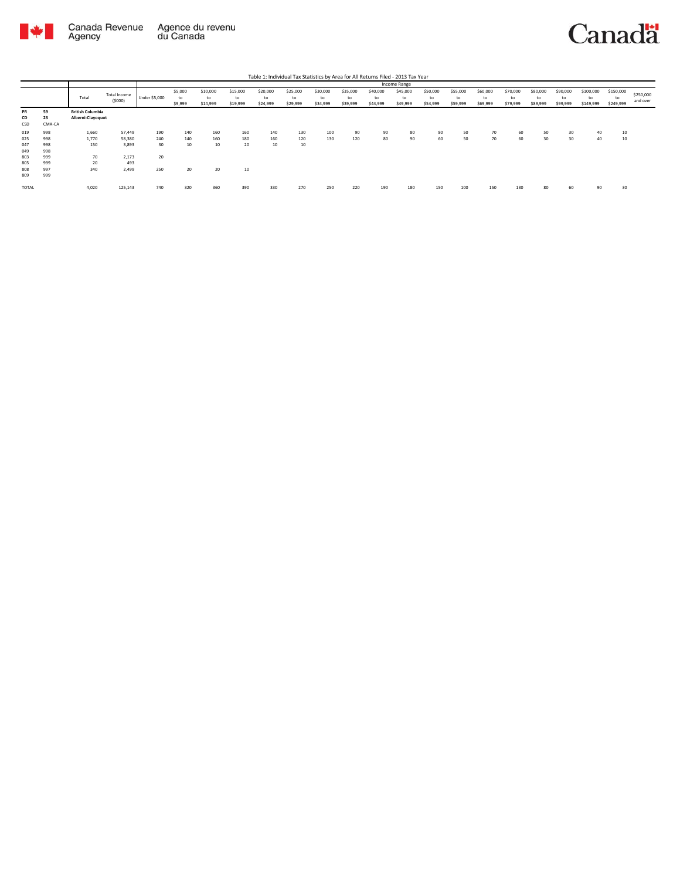Table 1: Individual Tax Statistics by Area for All Returns Filed - 2013 Tax Year

| | | Total | Total Income ($000) | Income Range | | | | | | | | | | | | | | | | | | | |
|---|---|---|---|---|---|---|---|---|---|---|---|---|---|---|---|---|---|---|---|---|---|---|---|
| | | | | Under $5,000 | $5,000 to $9,999 | $10,000 to $14,999 | $15,000 to $19,999 | $20,000 to $24,999 | $25,000 to $29,999 | $30,000 to $34,999 | $35,000 to $39,999 | $40,000 to $44,999 | $45,000 to $49,999 | $50,000 to $54,999 | $55,000 to $59,999 | $60,000 to $69,999 | $70,000 to $79,999 | $80,000 to $89,999 | $90,000 to $99,999 | $100,000 to $149,999 | $150,000 to $249,999 | $250,000 and over |
| PR | 59 | **British Columbia** | | | | | | | | | | | | | | | | | | | | |
| CD | 23 | **Alberni-Clayoquot** | | | | | | | | | | | | | | | | | | | | |
| CSD | CMA-CA | | | | | | | | | | | | | | | | | | | | | |
| 019 | 998 | 1,660 | 57,449 | 190 | 140 | 160 | 160 | 140 | 130 | 100 | 90 | 90 | 80 | 80 | 50 | 70 | 60 | 50 | 30 | 40 | 10 | |
| 025 | 998 | 1,770 | 58,380 | 240 | 140 | 160 | 180 | 160 | 120 | 130 | 120 | 80 | 90 | 60 | 50 | 70 | 60 | 30 | 30 | 40 | 10 | |
| 047 | 998 | 150 | 3,893 | 30 | 10 | 10 | 20 | 10 | 10 | | | | | | | | | | | | | |
| 049 | 998 | | | | | | | | | | | | | | | | | | | | | |
| 803 | 999 | 70 | 2,173 | 20 | | | | | | | | | | | | | | | | | | |
| 805 | 999 | 20 | 493 | | | | | | | | | | | | | | | | | | | |
| 808 | 997 | 340 | 2,499 | 250 | 20 | 20 | 10 | | | | | | | | | | | | | | | |
| 809 | 999 | | | | | | | | | | | | | | | | | | | | | |
| TOTAL | | 4,020 | 125,143 | 740 | 320 | 360 | 390 | 330 | 270 | 250 | 220 | 190 | 180 | 150 | 100 | 150 | 130 | 80 | 60 | 90 | 30 | |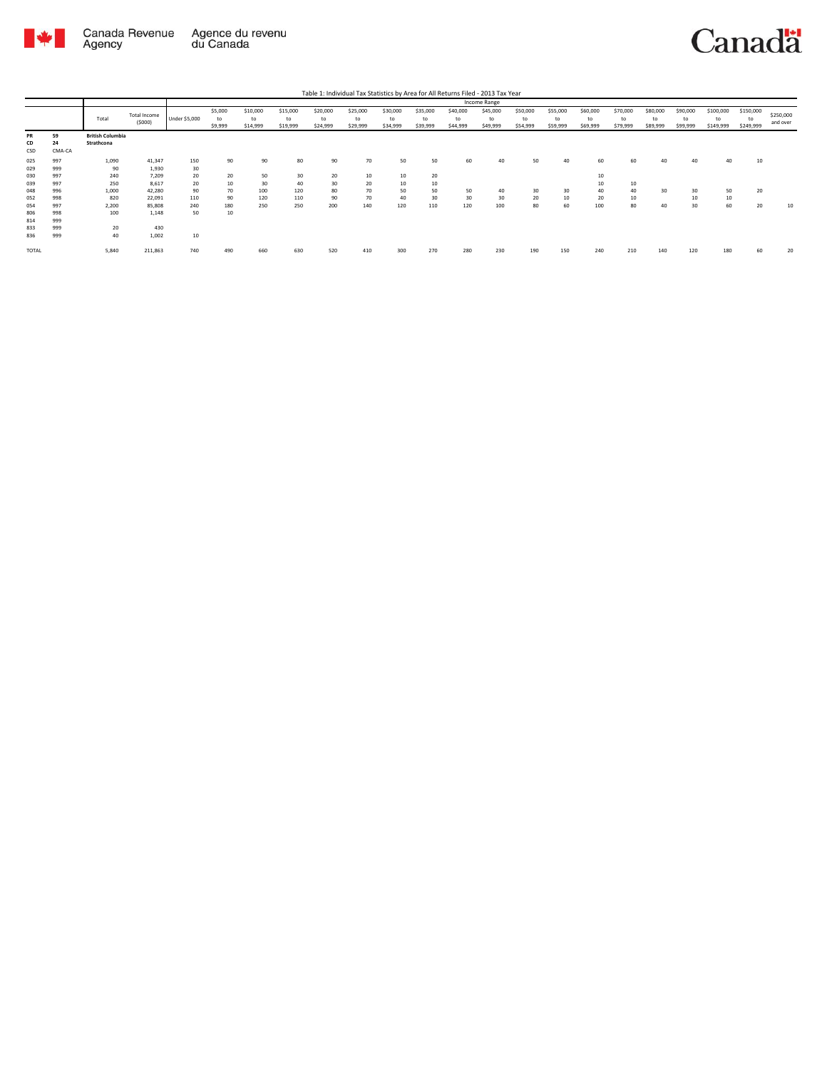Table 1: Individual Tax Statistics by Area for All Returns Filed - 2013 Tax Year

| | | Total | Total Income ($000) | Income Range | | | | | | | | | | | | | | | | | | |
|---|---|---|---|---|---|---|---|---|---|---|---|---|---|---|---|---|---|---|---|---|---|---|
| | | | | Under $5,000 | $5,000 to $9,999 | $10,000 to $14,999 | $15,000 to $19,999 | $20,000 to $24,999 | $25,000 to $29,999 | $30,000 to $34,999 | $35,000 to $39,999 | $40,000 to $44,999 | $45,000 to $49,999 | $50,000 to $54,999 | $55,000 to $59,999 | $60,000 to $69,999 | $70,000 to $79,999 | $80,000 to $89,999 | $90,000 to $99,999 | $100,000 to $149,999 | $150,000 to $249,999 | $250,000 and over |
| PR | 59 | **British Columbia** | | | | | | | | | | | | | | | | | | | | |
| CD | 24 | **Strathcona** | | | | | | | | | | | | | | | | | | | | |
| CSD | CMA-CA | | | | | | | | | | | | | | | | | | | | | |
| 025 | 997 | 1,090 | 41,347 | 150 | 90 | 90 | 80 | 90 | 70 | 50 | 50 | 60 | 40 | 50 | 40 | 60 | 60 | 40 | 40 | 40 | 10 | |
| 029 | 999 | 90 | 1,930 | 30 | | | | | | | | | | | | | | | | | | |
| 030 | 997 | 240 | 7,209 | 20 | 20 | 50 | 30 | 20 | 10 | 10 | 20 | | | | | 10 | | | | | | |
| 039 | 997 | 250 | 8,617 | 20 | 10 | 30 | 40 | 30 | 20 | 10 | 10 | | | | | 10 | 10 | | | | | |
| 048 | 996 | 1,000 | 42,280 | 90 | 70 | 100 | 120 | 80 | 70 | 50 | 50 | 50 | 40 | 30 | 30 | 40 | 40 | 30 | 30 | 50 | 20 | |
| 052 | 998 | 820 | 22,091 | 110 | 90 | 120 | 110 | 90 | 70 | 40 | 30 | 30 | 30 | 20 | 10 | 20 | 10 | | 10 | 10 | | |
| 054 | 997 | 2,200 | 85,808 | 240 | 180 | 250 | 250 | 200 | 140 | 120 | 110 | 120 | 100 | 80 | 60 | 100 | 80 | 40 | 30 | 60 | 20 | 10 |
| 806 | 998 | 100 | 1,148 | 50 | 10 | | | | | | | | | | | | | | | | | |
| 814 | 999 | | | | | | | | | | | | | | | | | | | | | |
| 833 | 999 | 20 | 430 | | | | | | | | | | | | | | | | | | | |
| 836 | 999 | 40 | 1,002 | 10 | | | | | | | | | | | | | | | | | | |
| TOTAL | | 5,840 | 211,863 | 740 | 490 | 660 | 630 | 520 | 410 | 300 | 270 | 280 | 230 | 190 | 150 | 240 | 210 | 140 | 120 | 180 | 60 | 20 |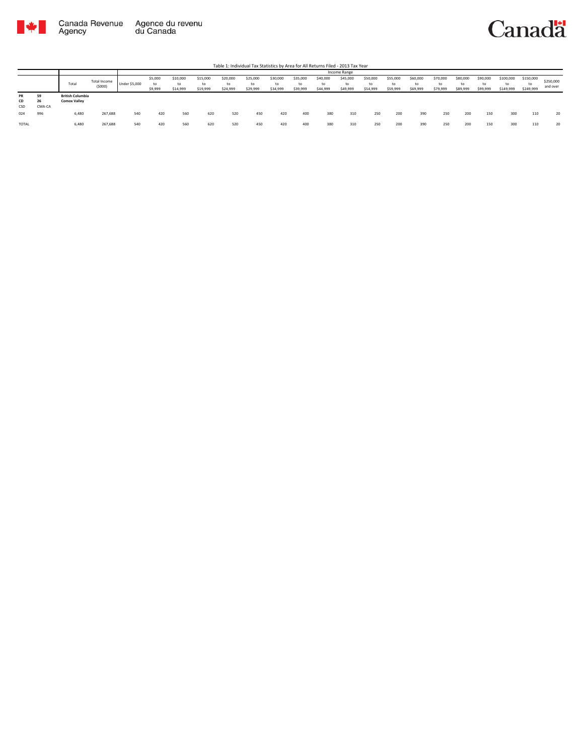Canada Revenue Agency | Agence du revenu du Canada

Table 1: Individual Tax Statistics by Area for All Returns Filed - 2013 Tax Year

| | | Total | Total Income ($000) | Income Range | | | | | | | | | | | | | | | | | | | |
|---|---|---|---|---|---|---|---|---|---|---|---|---|---|---|---|---|---|---|---|---|---|---|---|
| | | | | Under $5,000 | $5,000 to $9,999 | $10,000 to $14,999 | $15,000 to $19,999 | $20,000 to $24,999 | $25,000 to $29,999 | $30,000 to $34,999 | $35,000 to $39,999 | $40,000 to $44,999 | $45,000 to $49,999 | $50,000 to $54,999 | $55,000 to $59,999 | $60,000 to $69,999 | $70,000 to $79,999 | $80,000 to $89,999 | $90,000 to $99,999 | $100,000 to $149,999 | $150,000 to $249,999 | $250,000 and over |
| PR | 59 | **British Columbia** | | | | | | | | | | | | | | | | | | | | |
| CD | 26 | **Comox Valley** | | | | | | | | | | | | | | | | | | | | |
| CSD | CMA-CA | | | | | | | | | | | | | | | | | | | | | |
| 024 | 996 | 6,480 | 267,688 | 540 | 420 | 560 | 620 | 520 | 450 | 420 | 400 | 380 | 310 | 250 | 200 | 390 | 250 | 200 | 150 | 300 | 110 | 20 |
| TOTAL | | 6,480 | 267,688 | 540 | 420 | 560 | 620 | 520 | 450 | 420 | 400 | 380 | 310 | 250 | 200 | 390 | 250 | 200 | 150 | 300 | 110 | 20 |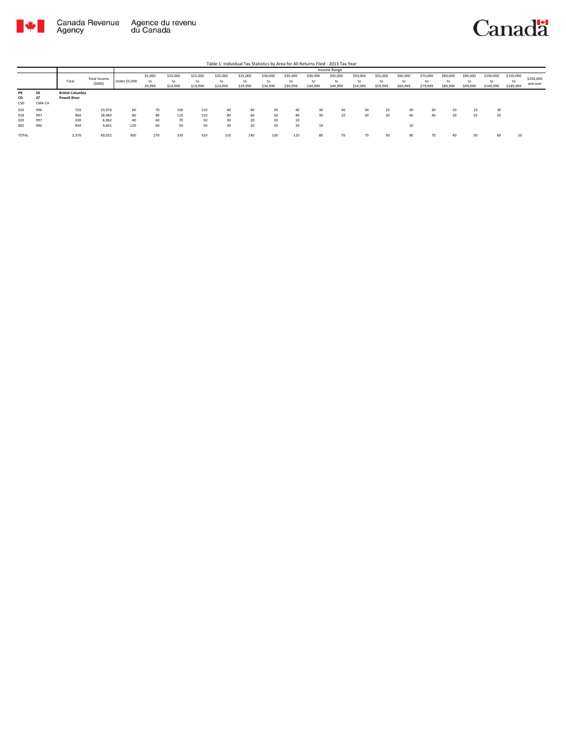Table 1: Individual Tax Statistics by Area for All Returns Filed - 2013 Tax Year

| | | Total | Total Income ($000) | Income Range | | | | | | | | | | | | | | | | | | |
|---|---|---|---|---|---|---|---|---|---|---|---|---|---|---|---|---|---|---|---|---|---|---|
| | | | | Under $5,000 | $5,000 to $9,999 | $10,000 to $14,999 | $15,000 to $19,999 | $20,000 to $24,999 | $25,000 to $29,999 | $30,000 to $34,999 | $35,000 to $39,999 | $40,000 to $44,999 | $45,000 to $49,999 | $50,000 to $54,999 | $55,000 to $59,999 | $60,000 to $69,999 | $70,000 to $79,999 | $80,000 to $89,999 | $90,000 to $99,999 | $100,000 to $149,999 | $150,000 to $249,999 | $250,000 and over |
| PR | 59 | British Columbia | | | | | | | | | | | | | | | | | | | | |
| CD | 27 | Powell River | | | | | | | | | | | | | | | | | | | | |
| CSD | CMA-CA | | | | | | | | | | | | | | | | | | | | | |
| 010 | 996 | 720 | 23,976 | 60 | 70 | 100 | 110 | 60 | 40 | 40 | 40 | 30 | 40 | 30 | 10 | 30 | 20 | 20 | 10 | 30 | | |
| 018 | 997 | 860 | 28,483 | 80 | 80 | 110 | 110 | 80 | 60 | 50 | 40 | 30 | 10 | 30 | 20 | 40 | 40 | 20 | 20 | 20 | | |
| 020 | 997 | 330 | 6,962 | 40 | 60 | 70 | 50 | 30 | 20 | 20 | 10 | | | | | | | | | | | |
| 802 | 996 | 450 | 9,601 | 120 | 60 | 50 | 50 | 30 | 20 | 20 | 20 | 10 | | | | 10 | | | | | | |
| TOTAL | | 2,370 | 69,022 | 300 | 270 | 330 | 320 | 210 | 140 | 130 | 110 | 80 | 70 | 70 | 50 | 90 | 70 | 40 | 30 | 60 | 10 | |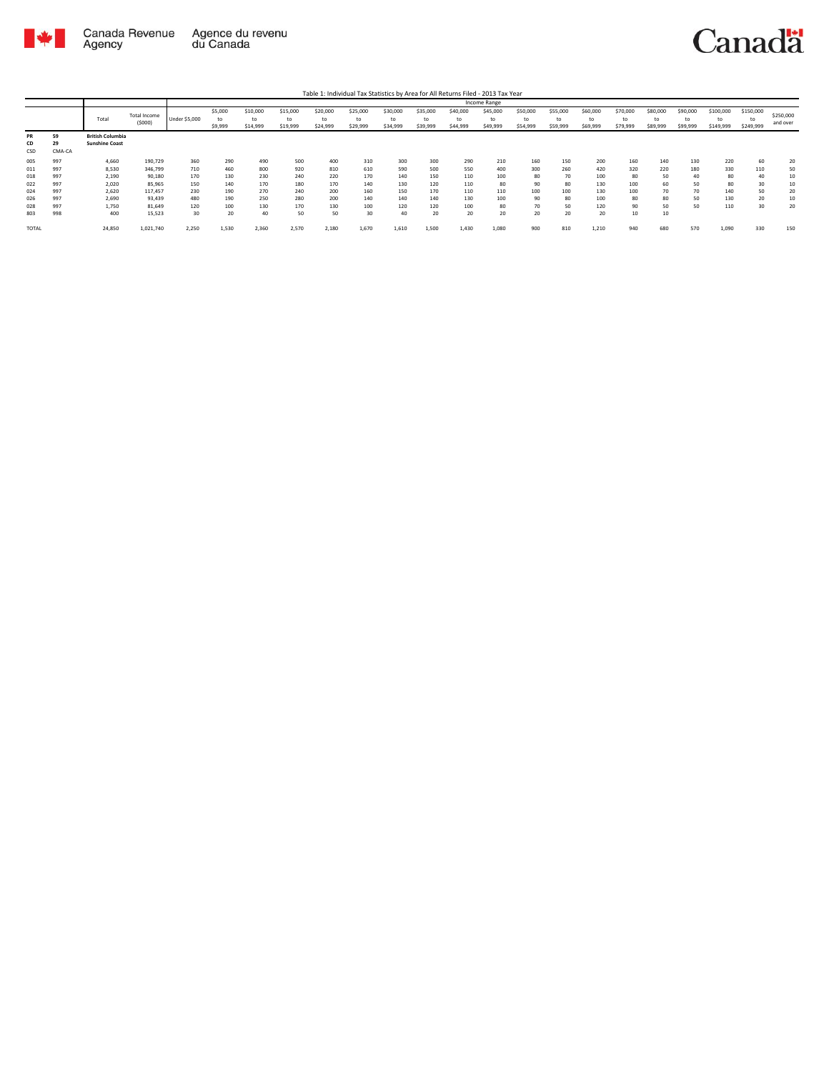Table 1: Individual Tax Statistics by Area for All Returns Filed - 2013 Tax Year

| | | Total | Total Income ($000) | Income Range | | | | | | | | | | | | | | | | | | |
|---|---|---|---|---|---|---|---|---|---|---|---|---|---|---|---|---|---|---|---|---|---|---|
| | | | | Under $5,000 | $5,000 to $9,999 | $10,000 to $14,999 | $15,000 to $19,999 | $20,000 to $24,999 | $25,000 to $29,999 | $30,000 to $34,999 | $35,000 to $39,999 | $40,000 to $44,999 | $45,000 to $49,999 | $50,000 to $54,999 | $55,000 to $59,999 | $60,000 to $69,999 | $70,000 to $79,999 | $80,000 to $89,999 | $90,000 to $99,999 | $100,000 to $149,999 | $150,000 to $249,999 | $250,000 and over |
| PR | 59 | British Columbia | | | | | | | | | | | | | | | | | | | | |
| CD | 29 | Sunshine Coast | | | | | | | | | | | | | | | | | | | | |
| CSD | CMA-CA | | | | | | | | | | | | | | | | | | | | | |
| 005 | 997 | 4,660 | 190,729 | 360 | 290 | 490 | 500 | 400 | 310 | 300 | 300 | 290 | 210 | 160 | 150 | 200 | 160 | 140 | 130 | 220 | 60 | 20 |
| 011 | 997 | 8,530 | 346,799 | 710 | 460 | 800 | 920 | 810 | 610 | 590 | 500 | 550 | 400 | 300 | 260 | 420 | 320 | 220 | 180 | 330 | 110 | 50 |
| 018 | 997 | 2,190 | 90,180 | 170 | 130 | 230 | 240 | 220 | 170 | 140 | 150 | 110 | 100 | 80 | 70 | 100 | 80 | 50 | 40 | 80 | 40 | 10 |
| 022 | 997 | 2,020 | 85,965 | 150 | 140 | 170 | 180 | 170 | 140 | 130 | 120 | 110 | 80 | 90 | 80 | 130 | 100 | 60 | 50 | 80 | 30 | 10 |
| 024 | 997 | 2,620 | 117,457 | 230 | 190 | 270 | 240 | 200 | 160 | 150 | 170 | 110 | 110 | 100 | 100 | 130 | 100 | 70 | 70 | 140 | 50 | 20 |
| 026 | 997 | 2,690 | 93,439 | 480 | 190 | 250 | 280 | 200 | 140 | 140 | 140 | 130 | 100 | 90 | 80 | 100 | 80 | 80 | 50 | 130 | 20 | 10 |
| 028 | 997 | 1,750 | 81,649 | 120 | 100 | 130 | 170 | 130 | 100 | 120 | 120 | 100 | 80 | 70 | 50 | 120 | 90 | 50 | 50 | 110 | 30 | 20 |
| 803 | 998 | 400 | 15,523 | 30 | 20 | 40 | 50 | 50 | 30 | 40 | 20 | 20 | 20 | 20 | 20 | 20 | 10 | 10 | | | | |
| TOTAL | | 24,850 | 1,021,740 | 2,250 | 1,530 | 2,360 | 2,570 | 2,180 | 1,670 | 1,610 | 1,500 | 1,430 | 1,080 | 900 | 810 | 1,210 | 940 | 680 | 570 | 1,090 | 330 | 150 |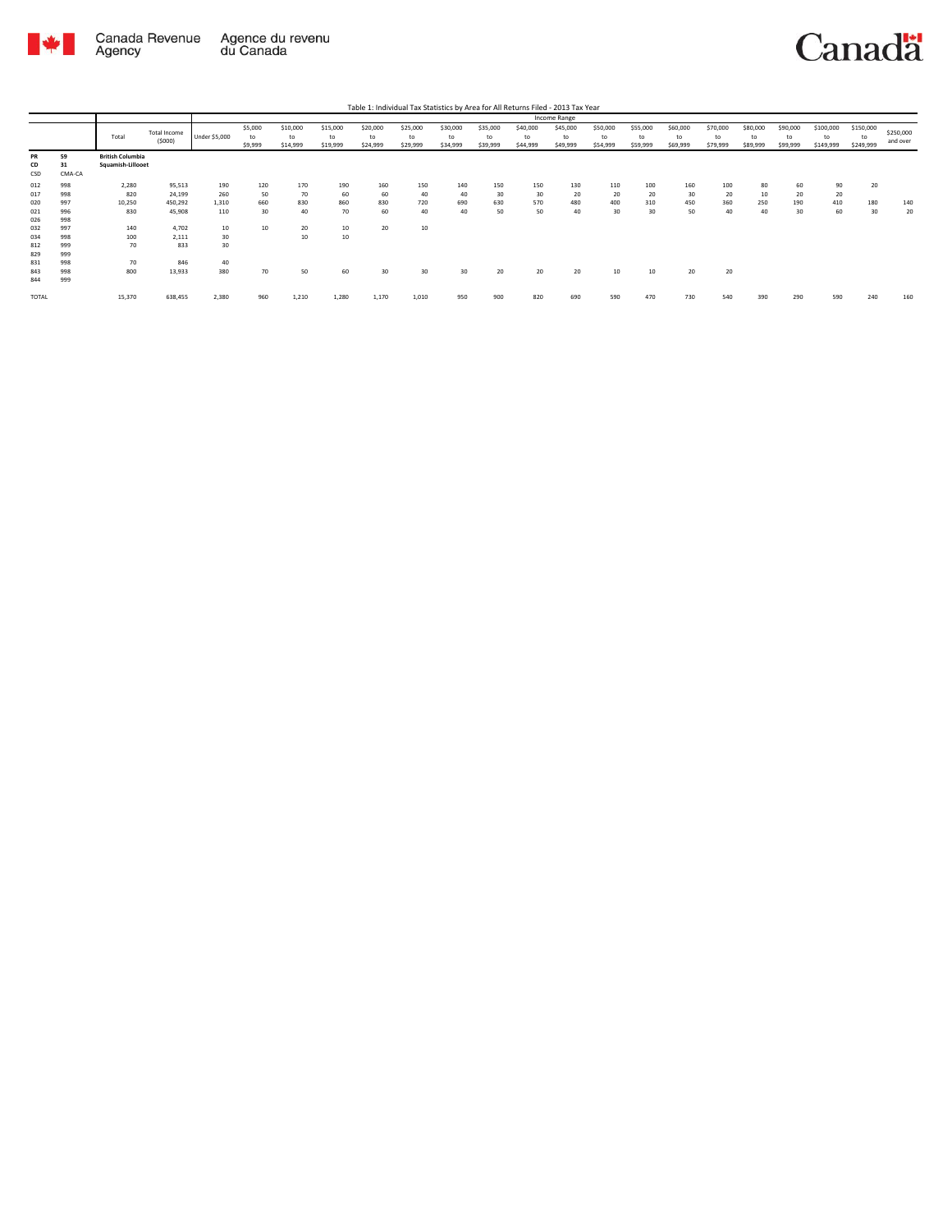Table 1: Individual Tax Statistics by Area for All Returns Filed - 2013 Tax Year

| | | Total | Total Income ($000) | Income Range | | | | | | | | | | | | | | | | | | |
|---|---|---|---|---|---|---|---|---|---|---|---|---|---|---|---|---|---|---|---|---|---|---|
| | | | | Under $5,000 | $5,000 to $9,999 | $10,000 to $14,999 | $15,000 to $19,999 | $20,000 to $24,999 | $25,000 to $29,999 | $30,000 to $34,999 | $35,000 to $39,999 | $40,000 to $44,999 | $45,000 to $49,999 | $50,000 to $54,999 | $55,000 to $59,999 | $60,000 to $69,999 | $70,000 to $79,999 | $80,000 to $89,999 | $90,000 to $99,999 | $100,000 to $149,999 | $150,000 to $249,999 | $250,000 and over |
| PR | 59 | British Columbia | | | | | | | | | | | | | | | | | | | | |
| CD | 31 | Squamish-Lillooet | | | | | | | | | | | | | | | | | | | | |
| CSD | CMA-CA | | | | | | | | | | | | | | | | | | | | | |
| 012 | 998 | 2,280 | 95,513 | 190 | 120 | 170 | 190 | 160 | 150 | 140 | 150 | 150 | 130 | 110 | 100 | 160 | 100 | 80 | 60 | 90 | 20 | |
| 017 | 998 | 820 | 24,199 | 260 | 50 | 70 | 60 | 60 | 40 | 40 | 30 | 30 | 20 | 20 | 20 | 30 | 20 | 10 | 20 | 20 | | |
| 020 | 997 | 10,250 | 450,292 | 1,310 | 660 | 830 | 860 | 830 | 720 | 690 | 630 | 570 | 480 | 400 | 310 | 450 | 360 | 250 | 190 | 410 | 180 | 140 |
| 021 | 996 | 830 | 45,908 | 110 | 30 | 40 | 70 | 60 | 40 | 40 | 50 | 50 | 40 | 30 | 30 | 50 | 40 | 40 | 30 | 60 | 30 | 20 |
| 026 | 998 | | | | | | | | | | | | | | | | | | | | | |
| 032 | 997 | 140 | 4,702 | 10 | 10 | 20 | 10 | 20 | 10 | | | | | | | | | | | | | |
| 034 | 998 | 100 | 2,111 | 30 | | 10 | 10 | | | | | | | | | | | | | | | |
| 812 | 999 | 70 | 833 | 30 | | | | | | | | | | | | | | | | | | |
| 829 | 999 | | | | | | | | | | | | | | | | | | | | | |
| 831 | 998 | 70 | 846 | 40 | | | | | | | | | | | | | | | | | | |
| 843 | 998 | 800 | 13,933 | 380 | 70 | 50 | 60 | 30 | 30 | 30 | 20 | 20 | 20 | 10 | 10 | 20 | 20 | | | | | |
| 844 | 999 | | | | | | | | | | | | | | | | | | | | | |
| TOTAL | | 15,370 | 638,455 | 2,380 | 960 | 1,210 | 1,280 | 1,170 | 1,010 | 950 | 900 | 820 | 690 | 590 | 470 | 730 | 540 | 390 | 290 | 590 | 240 | 160 |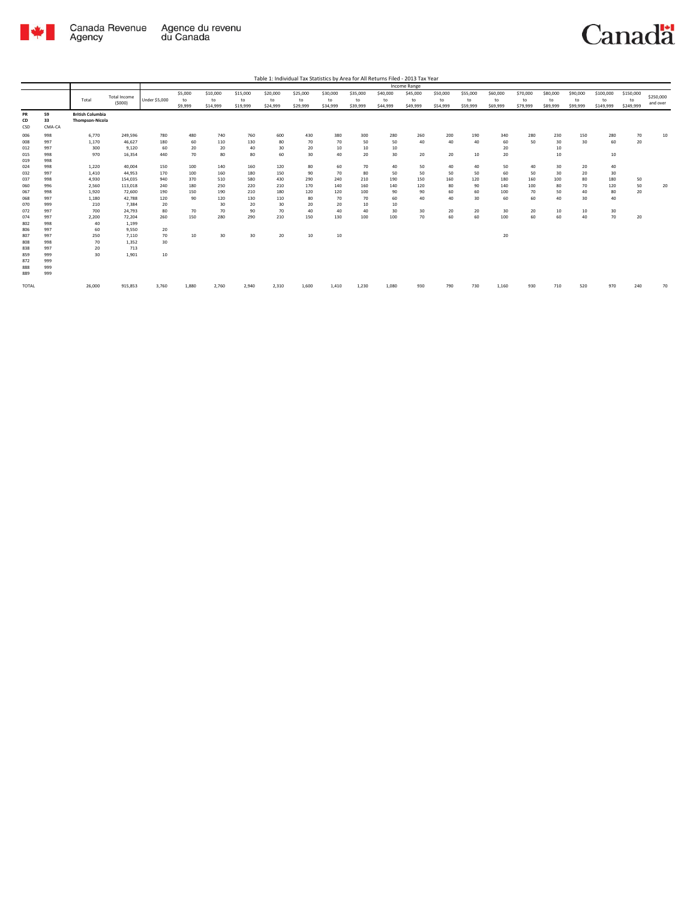Table 1: Individual Tax Statistics by Area for All Returns Filed - 2013 Tax Year

| | | Total | Total Income ($000) | Income Range | | | | | | | | | | | | | | | | | | |
|---|---|---|---|---|---|---|---|---|---|---|---|---|---|---|---|---|---|---|---|---|---|---|
| | | | | Under $5,000 | $5,000 to $9,999 | $10,000 to $14,999 | $15,000 to $19,999 | $20,000 to $24,999 | $25,000 to $29,999 | $30,000 to $34,999 | $35,000 to $39,999 | $40,000 to $44,999 | $45,000 to $49,999 | $50,000 to $54,999 | $55,000 to $59,999 | $60,000 to $69,999 | $70,000 to $79,999 | $80,000 to $89,999 | $90,000 to $99,999 | $100,000 to $149,999 | $150,000 to $249,999 | $250,000 and over |
| PR | 59 | British Columbia | | | | | | | | | | | | | | | | | | | | |
| CD | 33 | Thompson-Nicola | | | | | | | | | | | | | | | | | | | | |
| CSD | CMA-CA | | | | | | | | | | | | | | | | | | | | | |
| 006 | 998 | 6,770 | 249,596 | 780 | 480 | 740 | 760 | 600 | 430 | 380 | 300 | 280 | 260 | 200 | 190 | 340 | 280 | 230 | 150 | 280 | 70 | 10 |
| 008 | 997 | 1,170 | 46,627 | 180 | 60 | 110 | 130 | 80 | 70 | 70 | 50 | 50 | 40 | 40 | 40 | 60 | 50 | 30 | 30 | 60 | 20 | |
| 012 | 997 | 300 | 9,120 | 60 | 20 | 20 | 40 | 30 | 20 | 10 | 10 | 10 | | | | 20 | | 10 | | | | |
| 015 | 998 | 970 | 16,354 | 440 | 70 | 80 | 80 | 60 | 30 | 40 | 20 | 30 | 20 | 20 | 10 | 20 | | 10 | | 10 | | |
| 019 | 998 | | | | | | | | | | | | | | | | | | | | | |
| 024 | 998 | 1,220 | 40,004 | 150 | 100 | 140 | 160 | 120 | 80 | 60 | 70 | 40 | 50 | 40 | 40 | 50 | 40 | 30 | 20 | 40 | | |
| 032 | 997 | 1,410 | 44,953 | 170 | 100 | 160 | 180 | 150 | 90 | 70 | 80 | 50 | 50 | 50 | 50 | 60 | 50 | 30 | 20 | 30 | | |
| 037 | 998 | 4,930 | 154,035 | 940 | 370 | 510 | 580 | 430 | 290 | 240 | 210 | 190 | 150 | 160 | 120 | 180 | 160 | 100 | 80 | 180 | 50 | |
| 060 | 996 | 2,560 | 113,018 | 240 | 180 | 250 | 220 | 210 | 170 | 140 | 160 | 140 | 120 | 80 | 90 | 140 | 100 | 80 | 70 | 120 | 50 | 20 |
| 067 | 998 | 1,920 | 72,600 | 190 | 150 | 190 | 210 | 180 | 120 | 120 | 100 | 90 | 90 | 60 | 60 | 100 | 70 | 50 | 40 | 80 | 20 | |
| 068 | 997 | 1,180 | 42,788 | 120 | 90 | 120 | 130 | 110 | 80 | 70 | 70 | 60 | 40 | 40 | 30 | 60 | 60 | 40 | 30 | 40 | | |
| 070 | 999 | 210 | 7,384 | 20 | | 30 | 20 | 30 | 20 | 20 | 10 | 10 | | | | | | | | | | |
| 072 | 997 | 700 | 24,793 | 80 | 70 | 70 | 90 | 70 | 40 | 40 | 40 | 30 | 30 | 20 | 20 | 30 | 20 | 10 | 10 | 30 | | |
| 074 | 997 | 2,200 | 72,204 | 260 | 150 | 280 | 290 | 210 | 150 | 130 | 100 | 100 | 70 | 60 | 60 | 100 | 60 | 60 | 40 | 70 | 20 | |
| 802 | 998 | 40 | 1,199 | | | | | | | | | | | | | | | | | | | |
| 806 | 997 | 60 | 9,550 | 20 | | | | | | | | | | | | | | | | | | |
| 807 | 997 | 250 | 7,110 | 70 | 10 | 30 | 30 | 20 | 10 | 10 | | | | | | 20 | | | | | | |
| 808 | 998 | 70 | 1,352 | 30 | | | | | | | | | | | | | | | | | | |
| 838 | 997 | 20 | 713 | | | | | | | | | | | | | | | | | | | |
| 859 | 999 | 30 | 1,901 | 10 | | | | | | | | | | | | | | | | | | |
| 872 | 999 | | | | | | | | | | | | | | | | | | | | | |
| 888 | 999 | | | | | | | | | | | | | | | | | | | | | |
| 889 | 999 | | | | | | | | | | | | | | | | | | | | | |
| TOTAL | | 26,000 | 915,853 | 3,760 | 1,880 | 2,760 | 2,940 | 2,310 | 1,600 | 1,410 | 1,230 | 1,080 | 930 | 790 | 730 | 1,160 | 930 | 710 | 520 | 970 | 240 | 70 |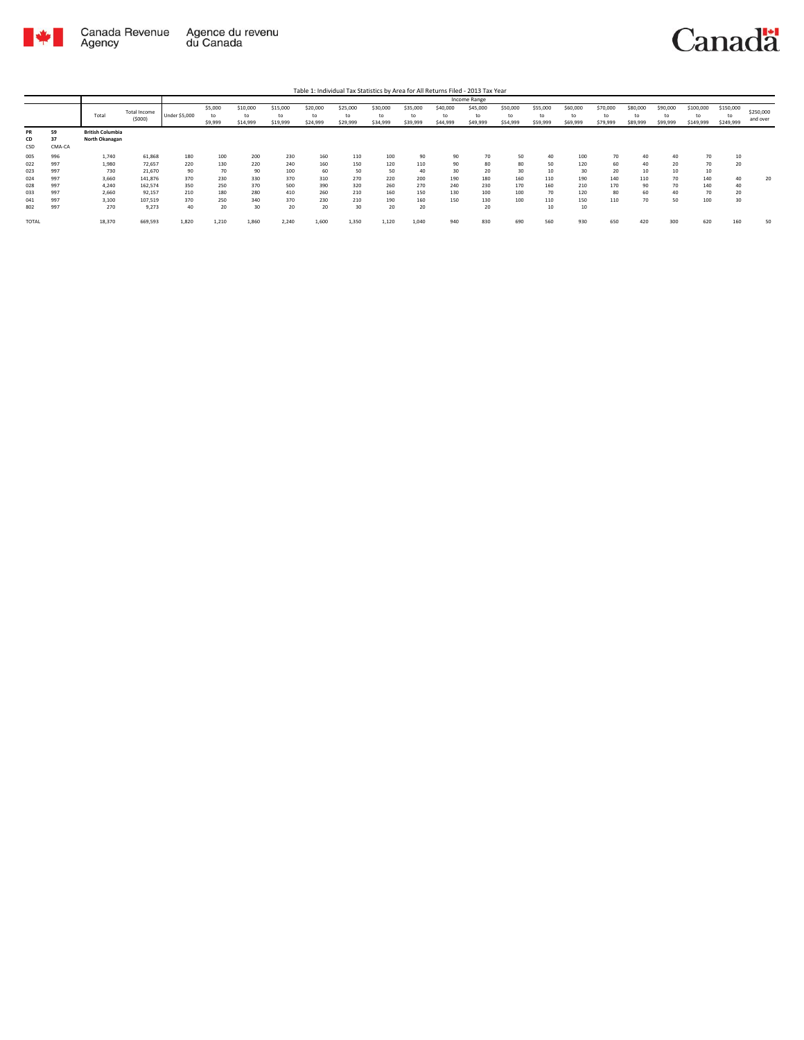Table 1: Individual Tax Statistics by Area for All Returns Filed - 2013 Tax Year

| | | Total | Total Income ($000) | Income Range | | | | | | | | | | | | | | | | | | |
|---|---|---|---|---|---|---|---|---|---|---|---|---|---|---|---|---|---|---|---|---|---|---|
| | | | | Under $5,000 | $5,000 to $9,999 | $10,000 to $14,999 | $15,000 to $19,999 | $20,000 to $24,999 | $25,000 to $29,999 | $30,000 to $34,999 | $35,000 to $39,999 | $40,000 to $44,999 | $45,000 to $49,999 | $50,000 to $54,999 | $55,000 to $59,999 | $60,000 to $69,999 | $70,000 to $79,999 | $80,000 to $89,999 | $90,000 to $99,999 | $100,000 to $149,999 | $150,000 to $249,999 | $250,000 and over |
| PR | 59 | **British Columbia** | | | | | | | | | | | | | | | | | | | | |
| CD | 37 | **North Okanagan** | | | | | | | | | | | | | | | | | | | | |
| CSD | CMA-CA | | | | | | | | | | | | | | | | | | | | | |
| 005 | 996 | 1,740 | 61,868 | 180 | 100 | 200 | 230 | 160 | 110 | 100 | 90 | 90 | 70 | 50 | 40 | 100 | 70 | 40 | 40 | 70 | 10 | |
| 022 | 997 | 1,980 | 72,657 | 220 | 130 | 220 | 240 | 160 | 150 | 120 | 110 | 90 | 80 | 80 | 50 | 120 | 60 | 40 | 20 | 70 | 20 | |
| 023 | 997 | 730 | 21,670 | 90 | 70 | 90 | 100 | 60 | 50 | 50 | 40 | 30 | 20 | 30 | 10 | 30 | 20 | 10 | 10 | 10 | | |
| 024 | 997 | 3,660 | 141,876 | 370 | 230 | 330 | 370 | 310 | 270 | 220 | 200 | 190 | 180 | 160 | 110 | 190 | 140 | 110 | 70 | 140 | 40 | 20 |
| 028 | 997 | 4,240 | 162,574 | 350 | 250 | 370 | 500 | 390 | 320 | 260 | 270 | 240 | 230 | 170 | 160 | 210 | 170 | 90 | 70 | 140 | 40 | |
| 033 | 997 | 2,660 | 92,157 | 210 | 180 | 280 | 410 | 260 | 210 | 160 | 150 | 130 | 100 | 100 | 70 | 120 | 80 | 60 | 40 | 70 | 20 | |
| 041 | 997 | 3,100 | 107,519 | 370 | 250 | 340 | 370 | 230 | 210 | 190 | 160 | 150 | 130 | 100 | 110 | 150 | 110 | 70 | 50 | 100 | 30 | |
| 802 | 997 | 270 | 9,273 | 40 | 20 | 30 | 20 | 20 | 30 | 20 | 20 | | 20 | | 10 | 10 | | | | | | |
| TOTAL | | 18,370 | 669,593 | 1,820 | 1,210 | 1,860 | 2,240 | 1,600 | 1,350 | 1,120 | 1,040 | 940 | 830 | 690 | 560 | 930 | 650 | 420 | 300 | 620 | 160 | 50 |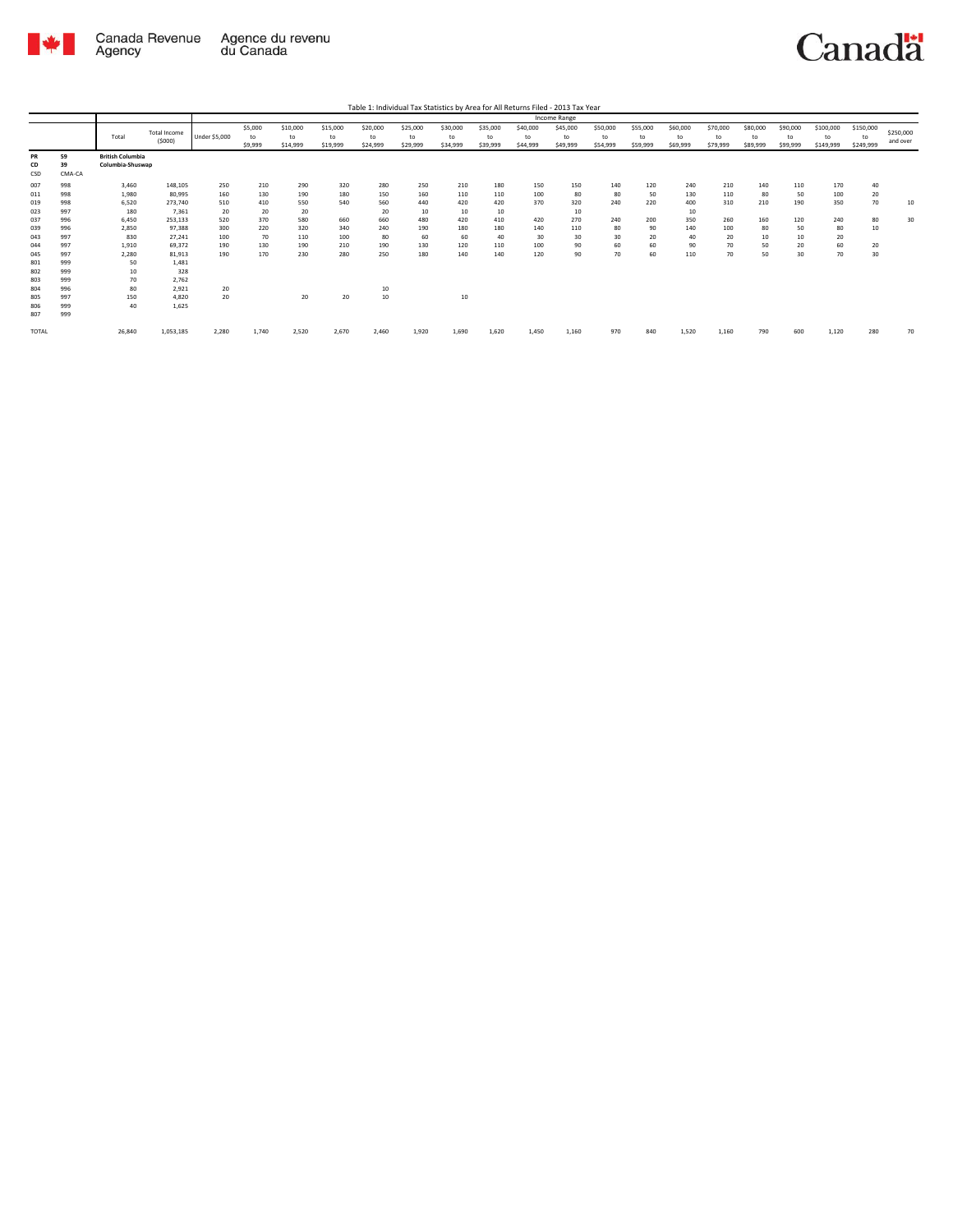Table 1: Individual Tax Statistics by Area for All Returns Filed - 2013 Tax Year

| | | Total | Total Income ($000) | Income Range | | | | | | | | | | | | | | | | | | |
|---|---|---|---|---|---|---|---|---|---|---|---|---|---|---|---|---|---|---|---|---|---|---|
| | | | | Under $5,000 | $5,000 to $9,999 | $10,000 to $14,999 | $15,000 to $19,999 | $20,000 to $24,999 | $25,000 to $29,999 | $30,000 to $34,999 | $35,000 to $39,999 | $40,000 to $44,999 | $45,000 to $49,999 | $50,000 to $54,999 | $55,000 to $59,999 | $60,000 to $69,999 | $70,000 to $79,999 | $80,000 to $89,999 | $90,000 to $99,999 | $100,000 to $149,999 | $150,000 to $249,999 | $250,000 and over |
| PR | 59 | **British Columbia** | | | | | | | | | | | | | | | | | | | | |
| CD | 39 | **Columbia-Shuswap** | | | | | | | | | | | | | | | | | | | | |
| CSD | CMA-CA | | | | | | | | | | | | | | | | | | | | | |
| 007 | 998 | 3,460 | 148,105 | 250 | 210 | 290 | 320 | 280 | 250 | 210 | 180 | 150 | 150 | 140 | 120 | 240 | 210 | 140 | 110 | 170 | 40 | |
| 011 | 998 | 1,980 | 80,995 | 160 | 130 | 190 | 180 | 150 | 160 | 110 | 110 | 100 | 80 | 80 | 50 | 130 | 110 | 80 | 50 | 100 | 20 | |
| 019 | 998 | 6,520 | 273,740 | 510 | 410 | 550 | 540 | 560 | 440 | 420 | 420 | 370 | 320 | 240 | 220 | 400 | 310 | 210 | 190 | 350 | 70 | 10 |
| 023 | 997 | 180 | 7,361 | 20 | 20 | 20 | | 20 | 10 | 10 | 10 | | 10 | | | 10 | | | | | | |
| 037 | 996 | 6,450 | 253,133 | 520 | 370 | 580 | 660 | 660 | 480 | 420 | 410 | 420 | 270 | 240 | 200 | 350 | 260 | 160 | 120 | 240 | 80 | 30 |
| 039 | 996 | 2,850 | 97,388 | 300 | 220 | 320 | 340 | 240 | 190 | 180 | 180 | 140 | 110 | 80 | 90 | 140 | 100 | 80 | 50 | 80 | 10 | |
| 043 | 997 | 830 | 27,241 | 100 | 70 | 110 | 100 | 80 | 60 | 60 | 40 | 30 | 30 | 30 | 20 | 40 | 20 | 10 | 10 | 20 | | |
| 044 | 997 | 1,910 | 69,372 | 190 | 130 | 190 | 210 | 190 | 130 | 120 | 110 | 100 | 90 | 60 | 60 | 90 | 70 | 50 | 20 | 60 | 20 | |
| 045 | 997 | 2,280 | 81,913 | 190 | 170 | 230 | 280 | 250 | 180 | 140 | 140 | 120 | 90 | 70 | 60 | 110 | 70 | 50 | 30 | 70 | 30 | |
| 801 | 999 | 50 | 1,481 | | | | | | | | | | | | | | | | | | | |
| 802 | 999 | 10 | 328 | | | | | | | | | | | | | | | | | | | |
| 803 | 999 | 70 | 2,762 | | | | | | | | | | | | | | | | | | | |
| 804 | 996 | 80 | 2,921 | 20 | | | | 10 | | | | | | | | | | | | | | |
| 805 | 997 | 150 | 4,820 | 20 | | 20 | 20 | 10 | | 10 | | | | | | | | | | | | |
| 806 | 999 | 40 | 1,625 | | | | | | | | | | | | | | | | | | | |
| 807 | 999 | | | | | | | | | | | | | | | | | | | | | |
| TOTAL | | 26,840 | 1,053,185 | 2,280 | 1,740 | 2,520 | 2,670 | 2,460 | 1,920 | 1,690 | 1,620 | 1,450 | 1,160 | 970 | 840 | 1,520 | 1,160 | 790 | 600 | 1,120 | 280 | 70 |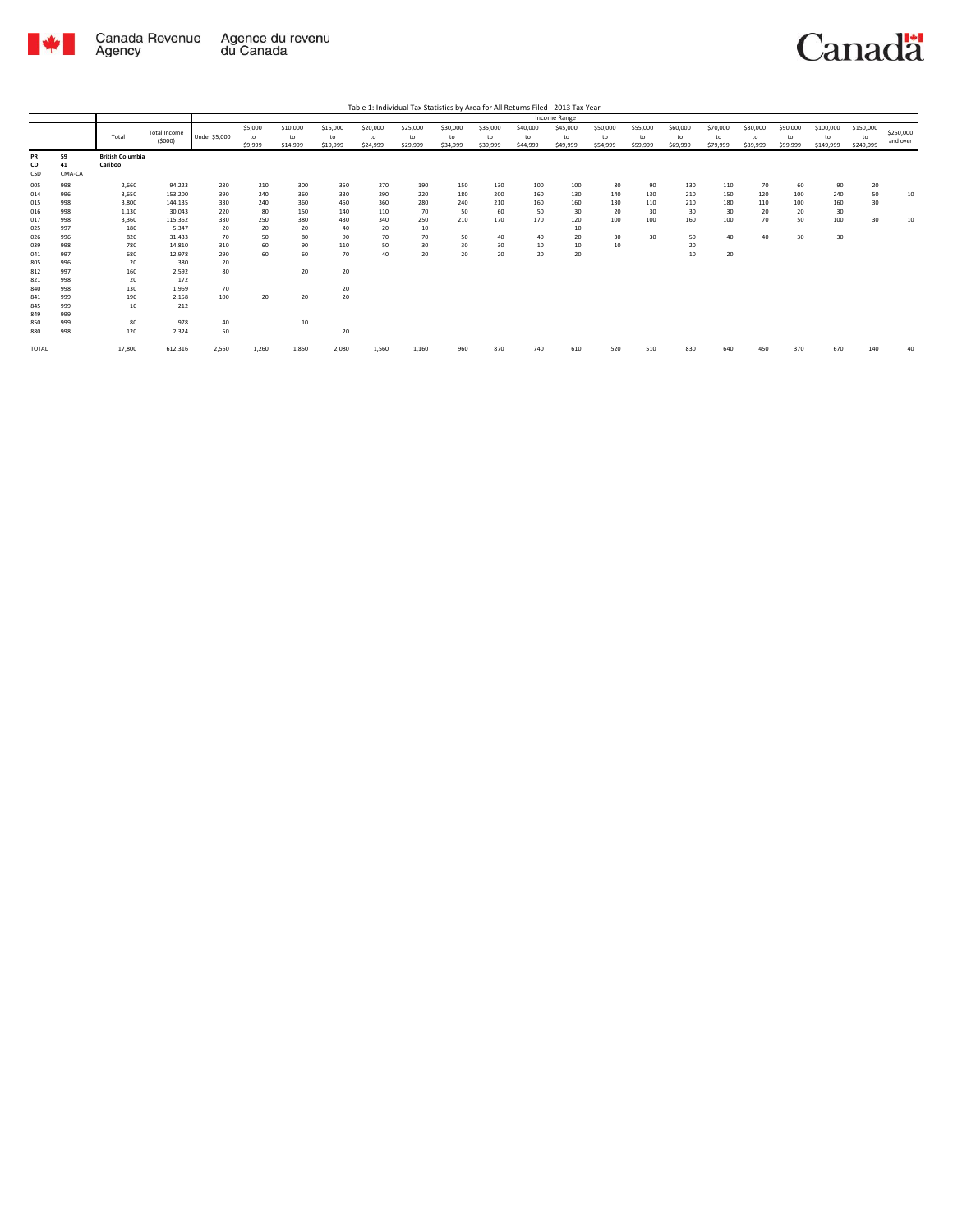Table 1: Individual Tax Statistics by Area for All Returns Filed - 2013 Tax Year

| | | Total | Total Income ($000) | Income Range | | | | | | | | | | | | | | | | | | |
|---|---|---|---|---|---|---|---|---|---|---|---|---|---|---|---|---|---|---|---|---|---|---|
| | | | | Under $5,000 | $5,000 to $9,999 | $10,000 to $14,999 | $15,000 to $19,999 | $20,000 to $24,999 | $25,000 to $29,999 | $30,000 to $34,999 | $35,000 to $39,999 | $40,000 to $44,999 | $45,000 to $49,999 | $50,000 to $54,999 | $55,000 to $59,999 | $60,000 to $69,999 | $70,000 to $79,999 | $80,000 to $89,999 | $90,000 to $99,999 | $100,000 to $149,999 | $150,000 to $249,999 | $250,000 and over |
| PR | 59 | British Columbia | | | | | | | | | | | | | | | | | | | | |
| CD | 41 | Cariboo | | | | | | | | | | | | | | | | | | | | |
| CSD | CMA-CA | | | | | | | | | | | | | | | | | | | | | |
| 005 | 998 | 2,660 | 94,223 | 230 | 210 | 300 | 350 | 270 | 190 | 150 | 130 | 100 | 100 | 80 | 90 | 130 | 110 | 70 | 60 | 90 | 20 | |
| 014 | 996 | 3,650 | 153,200 | 390 | 240 | 360 | 330 | 290 | 220 | 180 | 200 | 160 | 130 | 140 | 130 | 210 | 150 | 120 | 100 | 240 | 50 | 10 |
| 015 | 998 | 3,800 | 144,135 | 330 | 240 | 360 | 450 | 360 | 280 | 240 | 210 | 160 | 160 | 130 | 110 | 210 | 180 | 110 | 100 | 160 | 30 | |
| 016 | 998 | 1,130 | 30,043 | 220 | 80 | 150 | 140 | 110 | 70 | 50 | 60 | 50 | 30 | 20 | 30 | 30 | 30 | 20 | 20 | 30 | | |
| 017 | 998 | 3,360 | 115,362 | 330 | 250 | 380 | 430 | 340 | 250 | 210 | 170 | 170 | 120 | 100 | 100 | 160 | 100 | 70 | 50 | 100 | 30 | 10 |
| 025 | 997 | 180 | 5,347 | 20 | 20 | 20 | 40 | 20 | 10 | | | | 10 | | | | | | | | | |
| 026 | 996 | 820 | 31,433 | 70 | 50 | 80 | 90 | 70 | 70 | 50 | 40 | 40 | 20 | 30 | 30 | 50 | 40 | 40 | 30 | 30 | | |
| 039 | 998 | 780 | 14,810 | 310 | 60 | 90 | 110 | 50 | 30 | 30 | 30 | 10 | 10 | 10 | | 20 | | | | | | |
| 041 | 997 | 680 | 12,978 | 290 | 60 | 60 | 70 | 40 | 20 | 20 | 20 | 20 | 20 | | | 10 | 20 | | | | | |
| 805 | 996 | 20 | 380 | 20 | | | | | | | | | | | | | | | | | | |
| 812 | 997 | 160 | 2,592 | 80 | | 20 | 20 | | | | | | | | | | | | | | | |
| 821 | 998 | 20 | 172 | | | | | | | | | | | | | | | | | | | |
| 840 | 998 | 130 | 1,969 | 70 | | | 20 | | | | | | | | | | | | | | | |
| 841 | 999 | 190 | 2,158 | 100 | 20 | 20 | 20 | | | | | | | | | | | | | | | |
| 845 | 999 | 10 | 212 | | | | | | | | | | | | | | | | | | | |
| 849 | 999 | | | | | | | | | | | | | | | | | | | | | |
| 850 | 999 | 80 | 978 | 40 | | 10 | | | | | | | | | | | | | | | | |
| 880 | 998 | 120 | 2,324 | 50 | | | 20 | | | | | | | | | | | | | | | |
| TOTAL | | 17,800 | 612,316 | 2,560 | 1,260 | 1,850 | 2,080 | 1,560 | 1,160 | 960 | 870 | 740 | 610 | 520 | 510 | 830 | 640 | 450 | 370 | 670 | 140 | 40 |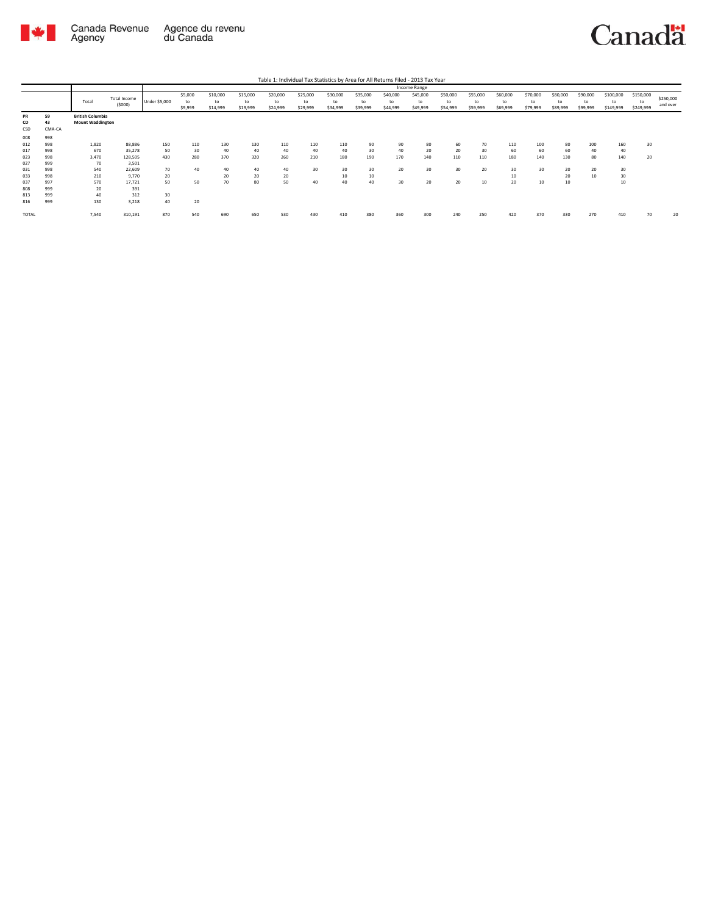Table 1: Individual Tax Statistics by Area for All Returns Filed - 2013 Tax Year

| | | Total | Total Income ($000) | Income Range | | | | | | | | | | | | | | | | | | |
|---|---|---|---|---|---|---|---|---|---|---|---|---|---|---|---|---|---|---|---|---|---|---|
| | | | | Under $5,000 | $5,000 to $9,999 | $10,000 to $14,999 | $15,000 to $19,999 | $20,000 to $24,999 | $25,000 to $29,999 | $30,000 to $34,999 | $35,000 to $39,999 | $40,000 to $44,999 | $45,000 to $49,999 | $50,000 to $54,999 | $55,000 to $59,999 | $60,000 to $69,999 | $70,000 to $79,999 | $80,000 to $89,999 | $90,000 to $99,999 | $100,000 to $149,999 | $150,000 to $249,999 | $250,000 and over |
| PR | 59 | British Columbia | | | | | | | | | | | | | | | | | | | | |
| CD | 43 | Mount Waddington | | | | | | | | | | | | | | | | | | | | |
| CSD | CMA-CA | | | | | | | | | | | | | | | | | | | | | |
| 008 | 998 | | | | | | | | | | | | | | | | | | | | | |
| 012 | 998 | 1,820 | 88,886 | 150 | 110 | 130 | 130 | 110 | 110 | 110 | 90 | 90 | 80 | 60 | 70 | 110 | 100 | 80 | 100 | 160 | 30 | |
| 017 | 998 | 670 | 35,278 | 50 | 30 | 40 | 40 | 40 | 40 | 40 | 30 | 40 | 20 | 20 | 30 | 60 | 60 | 60 | 40 | 40 | | |
| 023 | 998 | 3,470 | 128,505 | 430 | 280 | 370 | 320 | 260 | 210 | 180 | 190 | 170 | 140 | 110 | 110 | 180 | 140 | 130 | 80 | 140 | 20 | |
| 027 | 999 | 70 | 3,501 | | | | | | | | | | | | | | | | | | | |
| 031 | 998 | 540 | 22,609 | 70 | 40 | 40 | 40 | 40 | 30 | 30 | 30 | 20 | 30 | 30 | 20 | 30 | 30 | 20 | 20 | 30 | | |
| 033 | 998 | 210 | 9,770 | 20 | | 20 | 20 | 20 | | 10 | 10 | | | | | 10 | | 20 | 10 | 30 | | |
| 037 | 997 | 570 | 17,721 | 50 | 50 | 70 | 80 | 50 | 40 | 40 | 40 | 30 | 20 | 20 | 10 | 20 | 10 | 10 | | 10 | | |
| 808 | 999 | 20 | 391 | | | | | | | | | | | | | | | | | | | |
| 813 | 999 | 40 | 312 | 30 | | | | | | | | | | | | | | | | | | |
| 816 | 999 | 130 | 3,218 | 40 | 20 | | | | | | | | | | | | | | | | | |
| TOTAL | | 7,540 | 310,191 | 870 | 540 | 690 | 650 | 530 | 430 | 410 | 380 | 360 | 300 | 240 | 250 | 420 | 370 | 330 | 270 | 410 | 70 | 20 |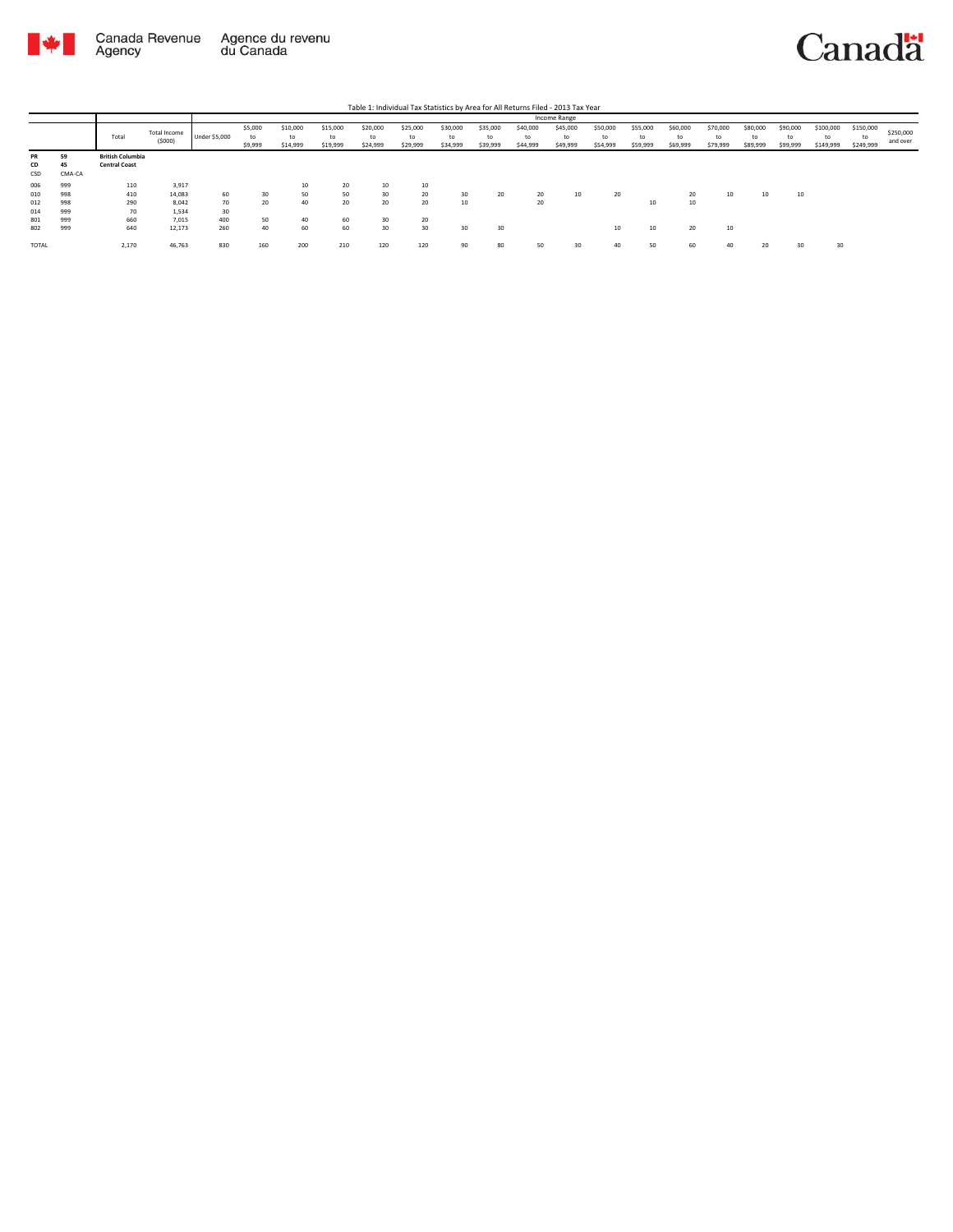Table 1: Individual Tax Statistics by Area for All Returns Filed - 2013 Tax Year

| | | Total | Total Income ($000) | Income Range | | | | | | | | | | | | | | | | | | |
|---|---|---|---|---|---|---|---|---|---|---|---|---|---|---|---|---|---|---|---|---|---|---|
| | | | | Under $5,000 | $5,000 to $9,999 | $10,000 to $14,999 | $15,000 to $19,999 | $20,000 to $24,999 | $25,000 to $29,999 | $30,000 to $34,999 | $35,000 to $39,999 | $40,000 to $44,999 | $45,000 to $49,999 | $50,000 to $54,999 | $55,000 to $59,999 | $60,000 to $69,999 | $70,000 to $79,999 | $80,000 to $89,999 | $90,000 to $99,999 | $100,000 to $149,999 | $150,000 to $249,999 | $250,000 and over |
| **PR** | **59** | **British Columbia** | | | | | | | | | | | | | | | | | | | | |
| **CD** | **45** | **Central Coast** | | | | | | | | | | | | | | | | | | | | |
| CSD | CMA-CA | | | | | | | | | | | | | | | | | | | | | |
| 006 | 999 | 110 | 3,917 | | | 10 | 20 | 10 | 10 | | | | | | | | | | | | | |
| 010 | 998 | 410 | 14,083 | 60 | 30 | 50 | 50 | 30 | 20 | 30 | 20 | 20 | 10 | 20 | | 20 | 10 | 10 | 10 | | | |
| 012 | 998 | 290 | 8,042 | 70 | 20 | 40 | 20 | 20 | 20 | 10 | | 20 | | | 10 | 10 | | | | | | |
| 014 | 999 | 70 | 1,534 | 30 | | | | | | | | | | | | | | | | | | |
| 801 | 999 | 660 | 7,015 | 400 | 50 | 40 | 60 | 30 | 20 | | | | | | | | | | | | | |
| 802 | 999 | 640 | 12,173 | 260 | 40 | 60 | 60 | 30 | 30 | 30 | 30 | | | 10 | 10 | 20 | 10 | | | | | |
| TOTAL | | 2,170 | 46,763 | 830 | 160 | 200 | 210 | 120 | 120 | 90 | 80 | 50 | 30 | 40 | 50 | 60 | 40 | 20 | 30 | 30 | | |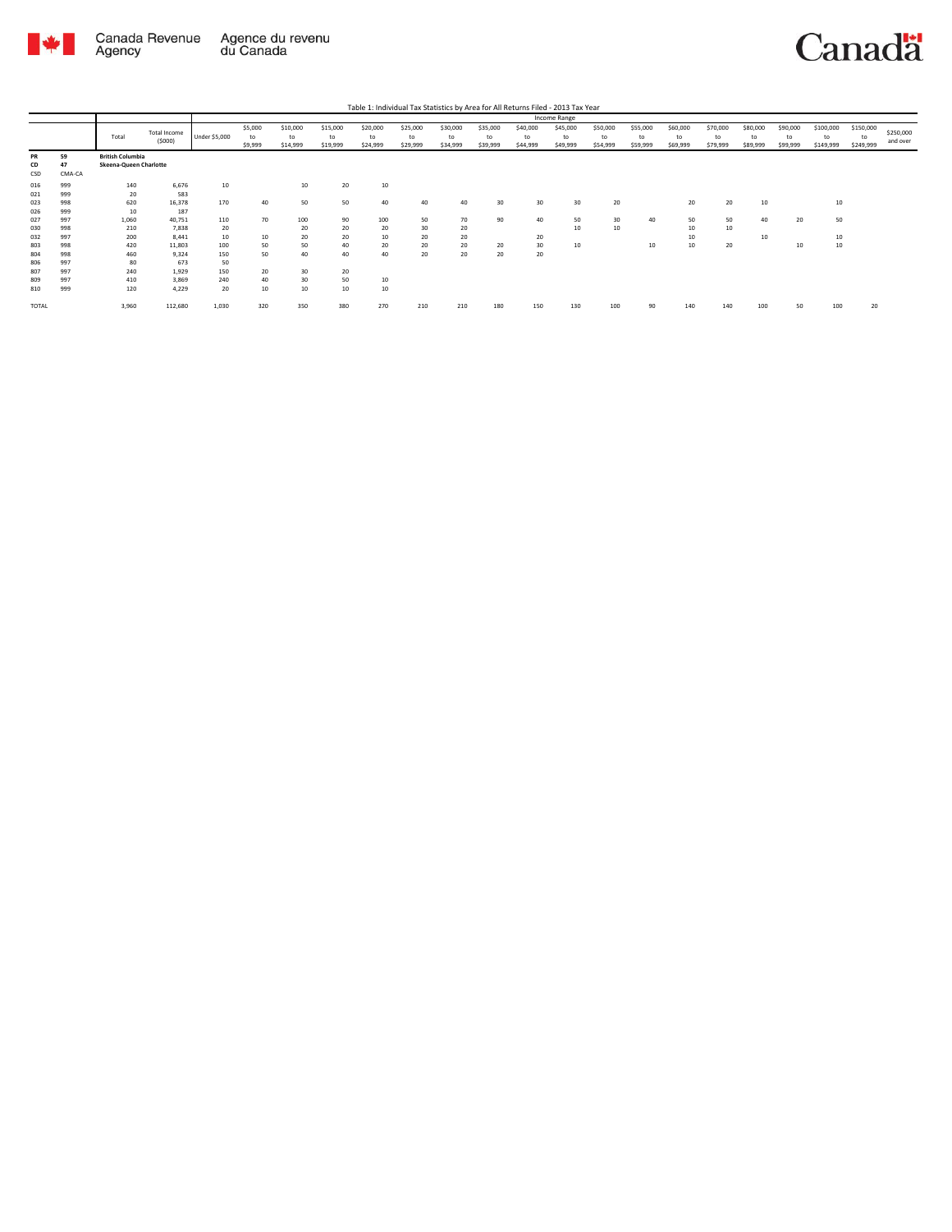Table 1: Individual Tax Statistics by Area for All Returns Filed - 2013 Tax Year

| | | Total | Total Income ($000) | Income Range | | | | | | | | | | | | | | | | | | |
|---|---|---|---|---|---|---|---|---|---|---|---|---|---|---|---|---|---|---|---|---|---|---|
| | | | | Under $5,000 | $5,000 to $9,999 | $10,000 to $14,999 | $15,000 to $19,999 | $20,000 to $24,999 | $25,000 to $29,999 | $30,000 to $34,999 | $35,000 to $39,999 | $40,000 to $44,999 | $45,000 to $49,999 | $50,000 to $54,999 | $55,000 to $59,999 | $60,000 to $69,999 | $70,000 to $79,999 | $80,000 to $89,999 | $90,000 to $99,999 | $100,000 to $149,999 | $150,000 to $249,999 | $250,000 and over |
| PR | 59 | British Columbia | | | | | | | | | | | | | | | | | | | | |
| CD | 47 | Skeena-Queen Charlotte | | | | | | | | | | | | | | | | | | | | |
| CSD | CMA-CA | | | | | | | | | | | | | | | | | | | | | |
| 016 | 999 | 140 | 6,676 | 10 | | 10 | 20 | 10 | | | | | | | | | | | | | | |
| 021 | 999 | 20 | 583 | | | | | | | | | | | | | | | | | | | |
| 023 | 998 | 620 | 16,378 | 170 | 40 | 50 | 50 | 40 | 40 | 40 | 30 | 30 | 30 | 20 | | 20 | 20 | 10 | | 10 | | |
| 026 | 999 | 10 | 187 | | | | | | | | | | | | | | | | | | | |
| 027 | 997 | 1,060 | 40,751 | 110 | 70 | 100 | 90 | 100 | 50 | 70 | 90 | 40 | 50 | 30 | 40 | 50 | 50 | 40 | 20 | 50 | | |
| 030 | 998 | 210 | 7,838 | 20 | | 20 | 20 | 20 | 30 | 20 | | | 10 | 10 | | 10 | 10 | | | | | |
| 032 | 997 | 200 | 8,441 | 10 | 10 | 20 | 20 | 10 | 20 | 20 | | 20 | | | | 10 | | 10 | | 10 | | |
| 803 | 998 | 420 | 11,803 | 100 | 50 | 50 | 40 | 20 | 20 | 20 | 20 | 30 | 10 | | 10 | 10 | 20 | | 10 | 10 | | |
| 804 | 998 | 460 | 9,324 | 150 | 50 | 40 | 40 | 40 | 20 | 20 | 20 | 20 | | | | | | | | | | |
| 806 | 997 | 80 | 673 | 50 | | | | | | | | | | | | | | | | | | |
| 807 | 997 | 240 | 1,929 | 150 | 20 | 30 | 20 | | | | | | | | | | | | | | | |
| 809 | 997 | 410 | 3,869 | 240 | 40 | 30 | 50 | 10 | | | | | | | | | | | | | | |
| 810 | 999 | 120 | 4,229 | 20 | 10 | 10 | 10 | 10 | | | | | | | | | | | | | | |
| TOTAL | | 3,960 | 112,680 | 1,030 | 320 | 350 | 380 | 270 | 210 | 210 | 180 | 150 | 130 | 100 | 90 | 140 | 140 | 100 | 50 | 100 | 20 | |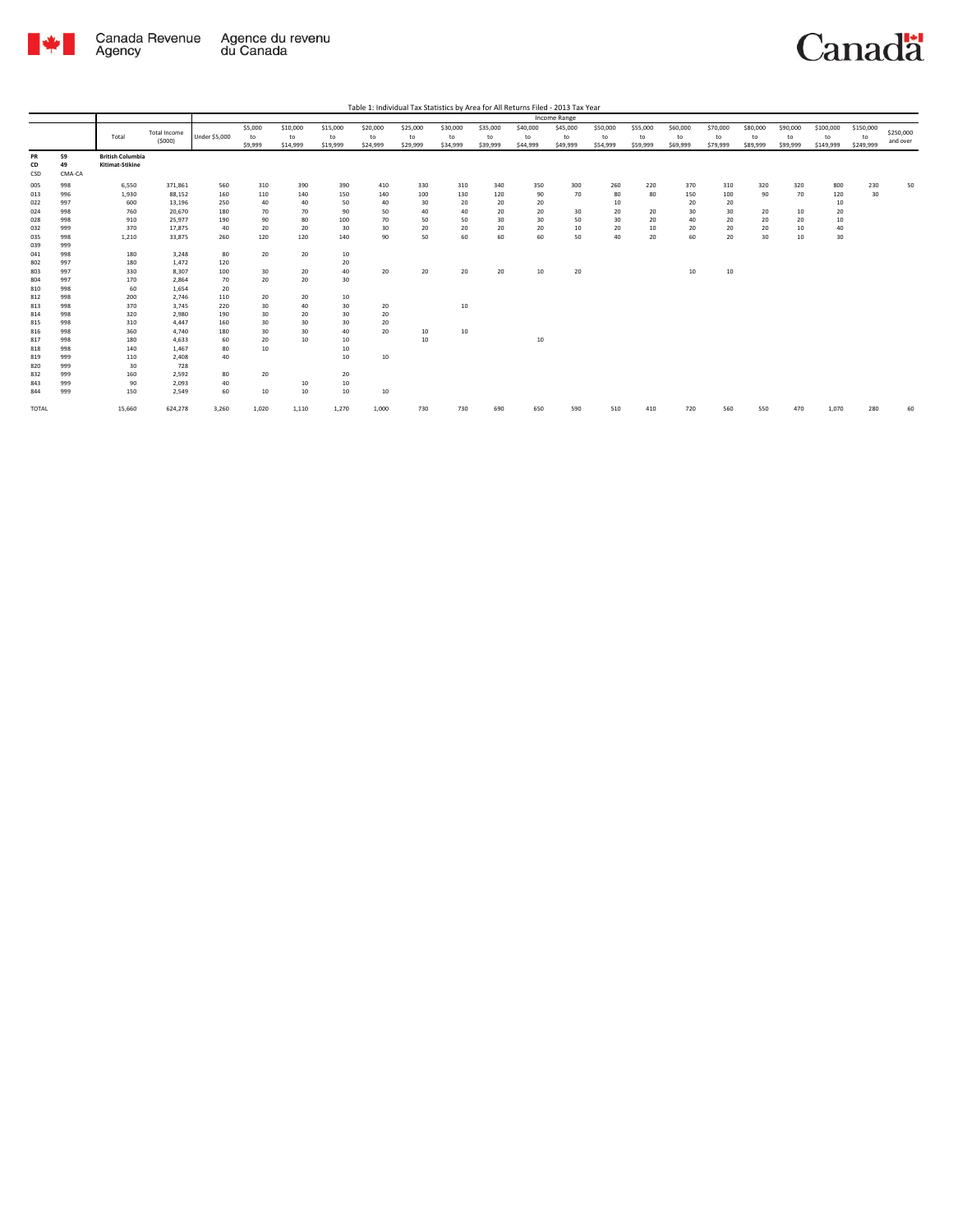Table 1: Individual Tax Statistics by Area for All Returns Filed - 2013 Tax Year

| | | Total | Total Income ($000) | Income Range | | | | | | | | | | | | | | | | | | |
|---|---|---|---|---|---|---|---|---|---|---|---|---|---|---|---|---|---|---|---|---|---|---|
| | | | | Under $5,000 | $5,000 to $9,999 | $10,000 to $14,999 | $15,000 to $19,999 | $20,000 to $24,999 | $25,000 to $29,999 | $30,000 to $34,999 | $35,000 to $39,999 | $40,000 to $44,999 | $45,000 to $49,999 | $50,000 to $54,999 | $55,000 to $59,999 | $60,000 to $69,999 | $70,000 to $79,999 | $80,000 to $89,999 | $90,000 to $99,999 | $100,000 to $149,999 | $150,000 to $249,999 | $250,000 and over |
| PR 59 | | **British Columbia** | | | | | | | | | | | | | | | | | | | | |
| CD 49 | | **Kitimat-Stikine** | | | | | | | | | | | | | | | | | | | | |
| CSD | CMA-CA | | | | | | | | | | | | | | | | | | | | | |
| 005 | 998 | 6,550 | 371,861 | 560 | 310 | 390 | 390 | 410 | 330 | 310 | 340 | 350 | 300 | 260 | 220 | 370 | 310 | 320 | 320 | 800 | 230 | 50 |
| 013 | 996 | 1,930 | 88,152 | 160 | 110 | 140 | 150 | 140 | 100 | 130 | 120 | 90 | 70 | 80 | 80 | 150 | 100 | 90 | 70 | 120 | 30 | |
| 022 | 997 | 600 | 13,196 | 250 | 40 | 40 | 50 | 40 | 30 | 20 | 20 | 20 | | 10 | | 20 | 20 | | | 10 | | |
| 024 | 998 | 760 | 20,670 | 180 | 70 | 70 | 90 | 50 | 40 | 40 | 20 | 20 | 30 | 20 | 20 | 30 | 30 | 20 | 10 | 20 | | |
| 028 | 998 | 910 | 25,977 | 190 | 90 | 80 | 100 | 70 | 50 | 50 | 30 | 30 | 50 | 30 | 20 | 40 | 20 | 20 | 20 | 10 | | |
| 032 | 999 | 370 | 17,875 | 40 | 20 | 20 | 30 | 30 | 20 | 20 | 20 | 20 | 10 | 20 | 10 | 20 | 20 | 20 | 10 | 40 | | |
| 035 | 998 | 1,210 | 33,875 | 260 | 120 | 120 | 140 | 90 | 50 | 60 | 60 | 60 | 50 | 40 | 20 | 60 | 20 | 30 | 10 | 30 | | |
| 039 | 999 | | | | | | | | | | | | | | | | | | | | | |
| 041 | 998 | 180 | 3,248 | 80 | 20 | 20 | 10 | | | | | | | | | | | | | | | |
| 802 | 997 | 180 | 1,472 | 120 | | | 20 | | | | | | | | | | | | | | | |
| 803 | 997 | 330 | 8,307 | 100 | 30 | 20 | 40 | 20 | 20 | 20 | 20 | 10 | 20 | | | 10 | 10 | | | | | |
| 804 | 997 | 170 | 2,864 | 70 | 20 | 20 | 30 | | | | | | | | | | | | | | | |
| 810 | 998 | 60 | 1,654 | 20 | | | | | | | | | | | | | | | | | | |
| 812 | 998 | 200 | 2,746 | 110 | 20 | 20 | 10 | | | | | | | | | | | | | | | |
| 813 | 998 | 370 | 3,745 | 220 | 30 | 40 | 30 | 20 | | 10 | | | | | | | | | | | | |
| 814 | 998 | 320 | 2,980 | 190 | 30 | 20 | 30 | 20 | | | | | | | | | | | | | | |
| 815 | 998 | 310 | 4,447 | 160 | 30 | 30 | 30 | 20 | | | | | | | | | | | | | | |
| 816 | 998 | 360 | 4,740 | 180 | 30 | 30 | 40 | 20 | 10 | 10 | | | | | | | | | | | | |
| 817 | 998 | 180 | 4,633 | 60 | 20 | 10 | 10 | | 10 | | | 10 | | | | | | | | | | |
| 818 | 998 | 140 | 1,467 | 80 | 10 | | 10 | | | | | | | | | | | | | | | |
| 819 | 999 | 110 | 2,408 | 40 | | | 10 | 10 | | | | | | | | | | | | | | |
| 820 | 999 | 30 | 728 | | | | | | | | | | | | | | | | | | | |
| 832 | 999 | 160 | 2,592 | 80 | 20 | | 20 | | | | | | | | | | | | | | | |
| 843 | 999 | 90 | 2,093 | 40 | | 10 | 10 | | | | | | | | | | | | | | | |
| 844 | 999 | 150 | 2,549 | 60 | 10 | 10 | 10 | 10 | | | | | | | | | | | | | | |
| TOTAL | | 15,660 | 624,278 | 3,260 | 1,020 | 1,110 | 1,270 | 1,000 | 730 | 730 | 690 | 650 | 590 | 510 | 410 | 720 | 560 | 550 | 470 | 1,070 | 280 | 60 |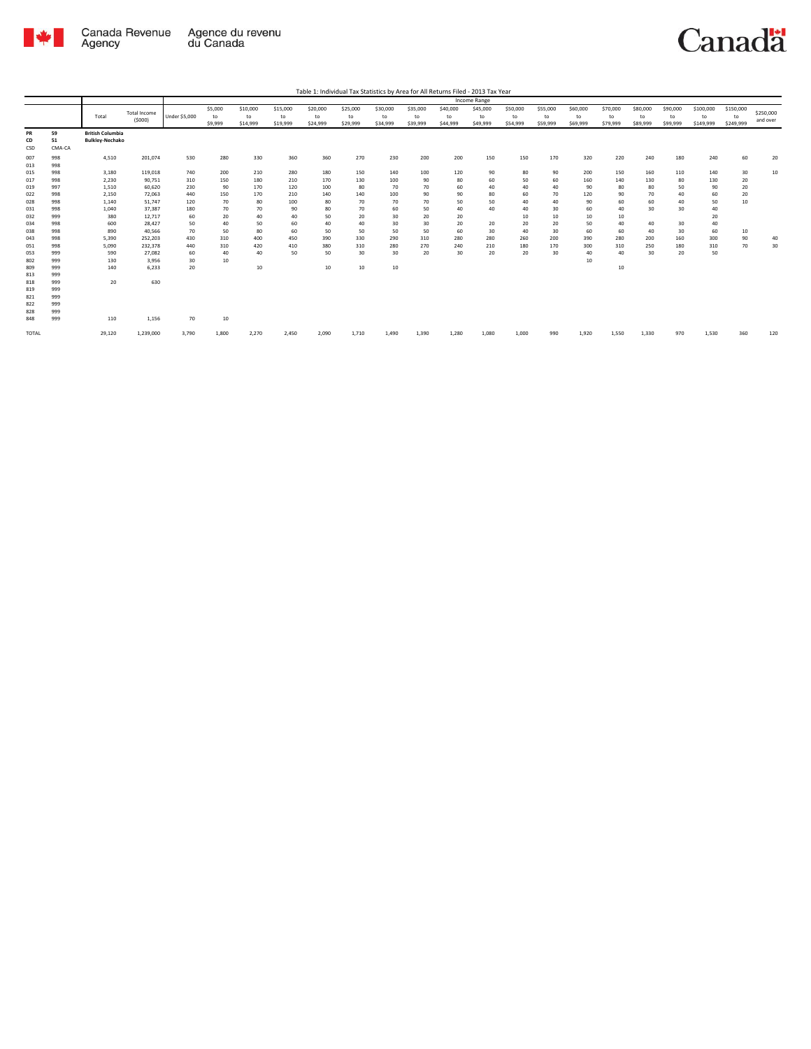Table 1: Individual Tax Statistics by Area for All Returns Filed - 2013 Tax Year

| | | Total | Total Income ($000) | Income Range | | | | | | | | | | | | | | | | | | |
|---|---|---|---|---|---|---|---|---|---|---|---|---|---|---|---|---|---|---|---|---|---|---|
| | | | | Under $5,000 | $5,000 to $9,999 | $10,000 to $14,999 | $15,000 to $19,999 | $20,000 to $24,999 | $25,000 to $29,999 | $30,000 to $34,999 | $35,000 to $39,999 | $40,000 to $44,999 | $45,000 to $49,999 | $50,000 to $54,999 | $55,000 to $59,999 | $60,000 to $69,999 | $70,000 to $79,999 | $80,000 to $89,999 | $90,000 to $99,999 | $100,000 to $149,999 | $150,000 to $249,999 | $250,000 and over |
| PR | 59 | British Columbia | | | | | | | | | | | | | | | | | | | | |
| CD | 51 | Bulkley-Nechako | | | | | | | | | | | | | | | | | | | | |
| CSD | CMA-CA | | | | | | | | | | | | | | | | | | | | | |
| 007 | 998 | 4,510 | 201,074 | 530 | 280 | 330 | 360 | 360 | 270 | 230 | 200 | 200 | 150 | 150 | 170 | 320 | 220 | 240 | 180 | 240 | 60 | 20 |
| 013 | 998 | | | | | | | | | | | | | | | | | | | | | |
| 015 | 998 | 3,180 | 119,018 | 740 | 200 | 210 | 280 | 180 | 150 | 140 | 100 | 120 | 90 | 80 | 90 | 200 | 150 | 160 | 110 | 140 | 30 | 10 |
| 017 | 998 | 2,230 | 90,751 | 310 | 150 | 180 | 210 | 170 | 130 | 100 | 90 | 80 | 60 | 50 | 60 | 160 | 140 | 130 | 80 | 130 | 20 | |
| 019 | 997 | 1,510 | 60,620 | 230 | 90 | 170 | 120 | 100 | 80 | 70 | 70 | 60 | 40 | 40 | 40 | 90 | 80 | 80 | 50 | 90 | 20 | |
| 022 | 998 | 2,150 | 72,063 | 440 | 150 | 170 | 210 | 140 | 140 | 100 | 90 | 90 | 80 | 60 | 70 | 120 | 90 | 70 | 40 | 60 | 20 | |
| 028 | 998 | 1,140 | 51,747 | 120 | 70 | 80 | 100 | 80 | 70 | 70 | 70 | 50 | 50 | 40 | 40 | 90 | 60 | 60 | 40 | 50 | 10 | |
| 031 | 998 | 1,040 | 37,387 | 180 | 70 | 70 | 90 | 80 | 70 | 60 | 50 | 40 | 40 | 40 | 30 | 60 | 40 | 30 | 30 | 40 | | |
| 032 | 999 | 380 | 12,717 | 60 | 20 | 40 | 40 | 50 | 20 | 30 | 20 | 20 | | 10 | 10 | 10 | 10 | | | 20 | | |
| 034 | 998 | 600 | 28,427 | 50 | 40 | 50 | 60 | 40 | 40 | 30 | 30 | 20 | 20 | 20 | 20 | 50 | 40 | 40 | 30 | 40 | | |
| 038 | 998 | 890 | 40,566 | 70 | 50 | 80 | 60 | 50 | 50 | 50 | 50 | 60 | 30 | 40 | 30 | 60 | 60 | 40 | 30 | 60 | 10 | |
| 043 | 998 | 5,390 | 252,203 | 430 | 310 | 400 | 450 | 390 | 330 | 290 | 310 | 280 | 280 | 260 | 200 | 390 | 280 | 200 | 160 | 300 | 90 | 40 |
| 051 | 998 | 5,090 | 232,378 | 440 | 310 | 420 | 410 | 380 | 310 | 280 | 270 | 240 | 210 | 180 | 170 | 300 | 310 | 250 | 180 | 310 | 70 | 30 |
| 053 | 999 | 590 | 27,082 | 60 | 40 | 40 | 50 | 50 | 30 | 30 | 20 | 30 | 20 | 20 | 30 | 40 | 40 | 30 | 20 | 50 | | |
| 802 | 999 | 130 | 3,956 | 30 | 10 | | | | | | | | | | | 10 | | | | | | |
| 809 | 999 | 140 | 6,233 | 20 | | 10 | | 10 | 10 | 10 | | | | | | | 10 | | | | | |
| 813 | 999 | | | | | | | | | | | | | | | | | | | | | |
| 818 | 999 | 20 | 630 | | | | | | | | | | | | | | | | | | | |
| 819 | 999 | | | | | | | | | | | | | | | | | | | | | |
| 821 | 999 | | | | | | | | | | | | | | | | | | | | | |
| 822 | 999 | | | | | | | | | | | | | | | | | | | | | |
| 828 | 999 | | | | | | | | | | | | | | | | | | | | | |
| 848 | 999 | 110 | 1,156 | 70 | 10 | | | | | | | | | | | | | | | | | |
| TOTAL | | 29,120 | 1,239,000 | 3,790 | 1,800 | 2,270 | 2,450 | 2,090 | 1,710 | 1,490 | 1,390 | 1,280 | 1,080 | 1,000 | 990 | 1,920 | 1,550 | 1,330 | 970 | 1,530 | 360 | 120 |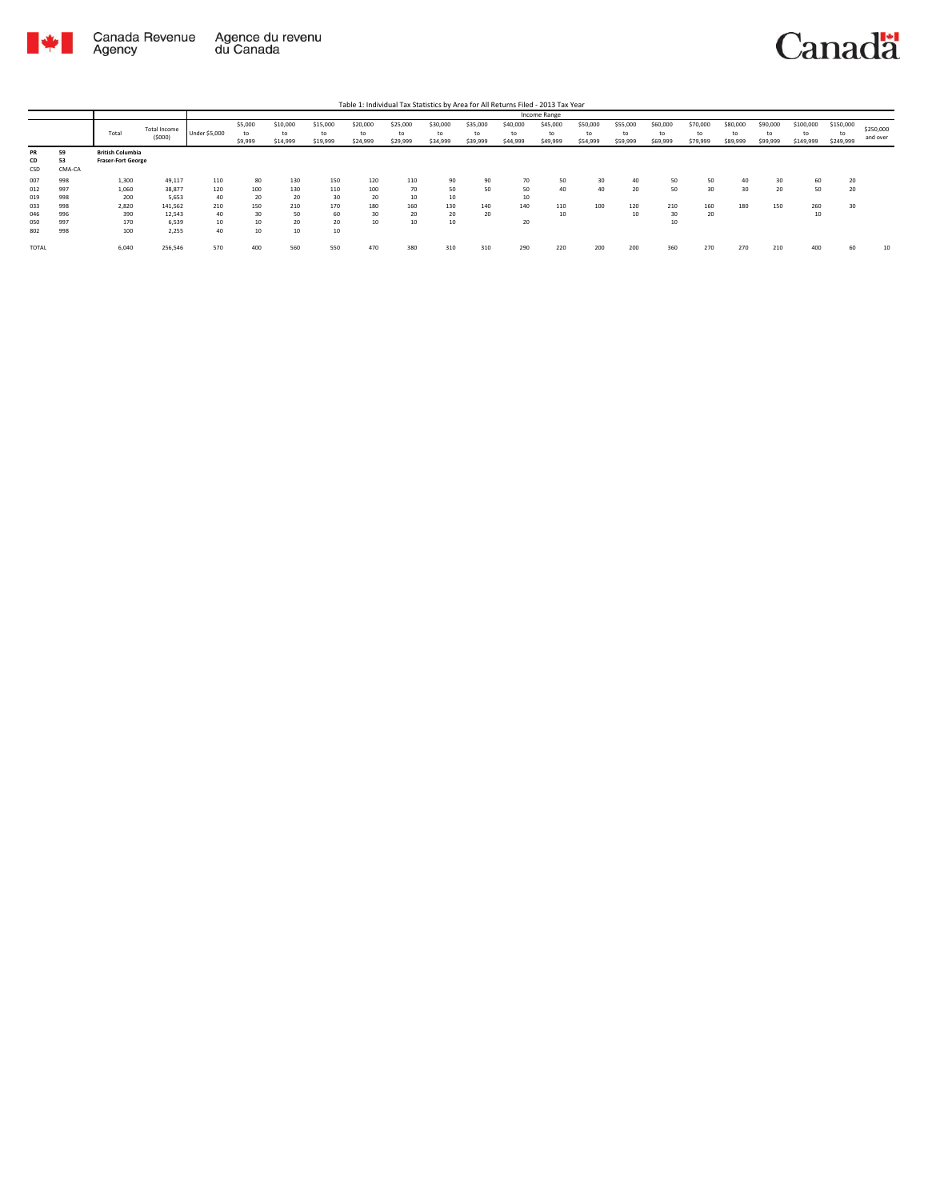Table 1: Individual Tax Statistics by Area for All Returns Filed - 2013 Tax Year

| | | | | Income Range | | | | | | | | | | | | | | | | | | |
|---|---|---|---|---|---|---|---|---|---|---|---|---|---|---|---|---|---|---|---|---|---|---|
| | | Total | Total Income ($000) | Under $5,000 | $5,000 to $9,999 | $10,000 to $14,999 | $15,000 to $19,999 | $20,000 to $24,999 | $25,000 to $29,999 | $30,000 to $34,999 | $35,000 to $39,999 | $40,000 to $44,999 | $45,000 to $49,999 | $50,000 to $54,999 | $55,000 to $59,999 | $60,000 to $69,999 | $70,000 to $79,999 | $80,000 to $89,999 | $90,000 to $99,999 | $100,000 to $149,999 | $150,000 to $249,999 | $250,000 and over |
| PR | 59 | British Columbia | | | | | | | | | | | | | | | | | | | | |
| CD | 53 | Fraser-Fort George | | | | | | | | | | | | | | | | | | | | |
| CSD | CMA-CA | | | | | | | | | | | | | | | | | | | | | |
| 007 | 998 | 1,300 | 49,117 | 110 | 80 | 130 | 150 | 120 | 110 | 90 | 90 | 70 | 50 | 30 | 40 | 50 | 50 | 40 | 30 | 60 | 20 | |
| 012 | 997 | 1,060 | 38,877 | 120 | 100 | 130 | 110 | 100 | 70 | 50 | 50 | 50 | 40 | 40 | 20 | 50 | 30 | 30 | 20 | 50 | 20 | |
| 019 | 998 | 200 | 5,653 | 40 | 20 | 20 | 30 | 20 | 10 | 10 | | 10 | | | | | | | | | | |
| 033 | 998 | 2,820 | 141,562 | 210 | 150 | 210 | 170 | 180 | 160 | 130 | 140 | 140 | 110 | 100 | 120 | 210 | 160 | 180 | 150 | 260 | 30 | |
| 046 | 996 | 390 | 12,543 | 40 | 30 | 50 | 60 | 30 | 20 | 20 | 20 | | 10 | | 10 | 30 | 20 | | | 10 | | |
| 050 | 997 | 170 | 6,539 | 10 | 10 | 20 | 20 | 10 | 10 | 10 | | 20 | | | | 10 | | | | | | |
| 802 | 998 | 100 | 2,255 | 40 | 10 | 10 | 10 | | | | | | | | | | | | | | | |
| TOTAL | | 6,040 | 256,546 | 570 | 400 | 560 | 550 | 470 | 380 | 310 | 310 | 290 | 220 | 200 | 200 | 360 | 270 | 270 | 210 | 400 | 60 | 10 |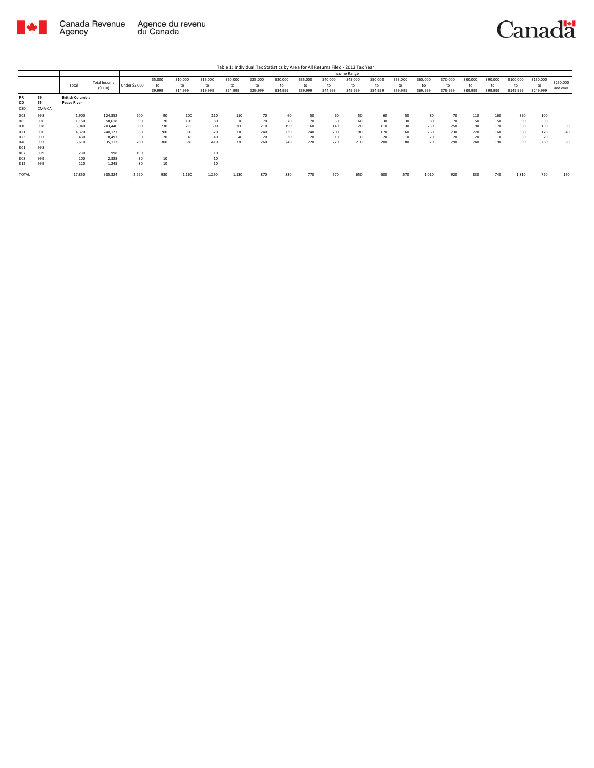Table 1: Individual Tax Statistics by Area for All Returns Filed - 2013 Tax Year

| | | Total | Total Income ($000) | Income Range | | | | | | | | | | | | | | | | | | |
|---|---|---|---|---|---|---|---|---|---|---|---|---|---|---|---|---|---|---|---|---|---|---|
| | | | | Under $5,000 | $5,000 to $9,999 | $10,000 to $14,999 | $15,000 to $19,999 | $20,000 to $24,999 | $25,000 to $29,999 | $30,000 to $34,999 | $35,000 to $39,999 | $40,000 to $44,999 | $45,000 to $49,999 | $50,000 to $54,999 | $55,000 to $59,999 | $60,000 to $69,999 | $70,000 to $79,999 | $80,000 to $89,999 | $90,000 to $99,999 | $100,000 to $149,999 | $150,000 to $249,999 | $250,000 and over |
| PR | 59 | British Columbia | | | | | | | | | | | | | | | | | | | | |
| CD | 55 | Peace River | | | | | | | | | | | | | | | | | | | | |
| CSD | CMA-CA | | | | | | | | | | | | | | | | | | | | | |
| 003 | 998 | 1,900 | 124,852 | 200 | 90 | 100 | 110 | 110 | 70 | 60 | 50 | 60 | 50 | 60 | 50 | 80 | 70 | 110 | 160 | 390 | 100 | |
| 005 | 996 | 1,150 | 58,618 | 90 | 70 | 100 | 80 | 70 | 70 | 70 | 70 | 50 | 60 | 30 | 30 | 80 | 70 | 50 | 50 | 90 | 30 | |
| 010 | 998 | 3,940 | 203,440 | 500 | 230 | 210 | 300 | 260 | 210 | 190 | 160 | 140 | 120 | 110 | 130 | 250 | 250 | 190 | 170 | 350 | 150 | 30 |
| 021 | 996 | 4,370 | 240,177 | 380 | 200 | 300 | 320 | 310 | 240 | 230 | 240 | 200 | 190 | 170 | 160 | 260 | 230 | 220 | 160 | 360 | 170 | 40 |
| 023 | 997 | 430 | 18,497 | 50 | 20 | 40 | 40 | 40 | 20 | 30 | 20 | 10 | 10 | 20 | 10 | 20 | 20 | 20 | 10 | 30 | 20 | |
| 040 | 997 | 5,610 | 335,113 | 700 | 300 | 380 | 410 | 330 | 260 | 240 | 220 | 220 | 210 | 200 | 180 | 320 | 290 | 240 | 190 | 590 | 260 | 80 |
| 801 | 998 | | | | | | | | | | | | | | | | | | | | | |
| 807 | 999 | 230 | 998 | 190 | | | 10 | | | | | | | | | | | | | | | |
| 808 | 999 | 100 | 2,385 | 30 | 10 | | 10 | | | | | | | | | | | | | | | |
| 812 | 999 | 120 | 1,245 | 80 | 10 | | 10 | | | | | | | | | | | | | | | |
| TOTAL | | 17,850 | 985,324 | 2,220 | 930 | 1,160 | 1,290 | 1,130 | 870 | 830 | 770 | 670 | 650 | 600 | 570 | 1,010 | 920 | 830 | 740 | 1,810 | 720 | 160 |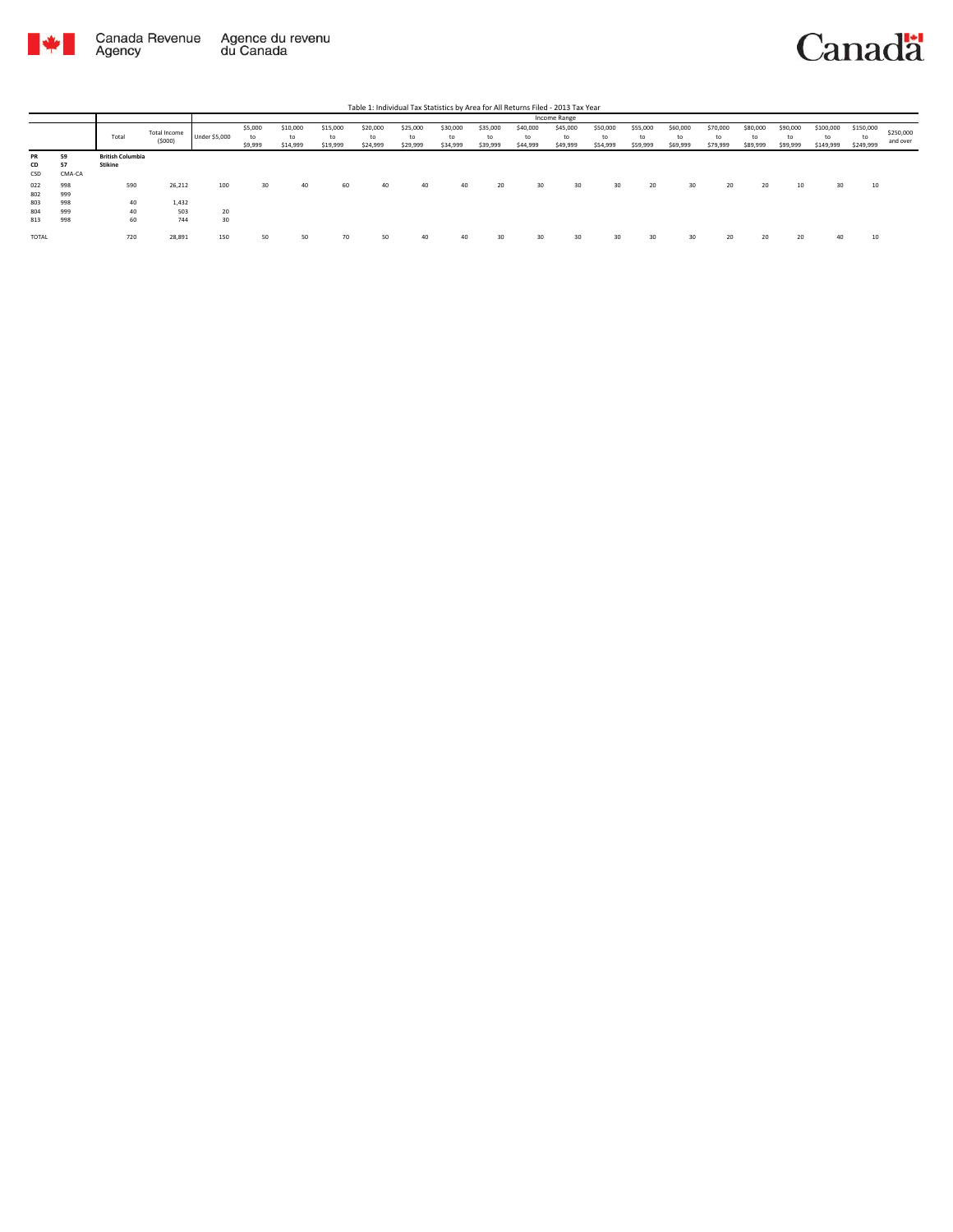Table 1: Individual Tax Statistics by Area for All Returns Filed - 2013 Tax Year

| | | Total | Total Income ($000) | Income Range | | | | | | | | | | | | | | | | | | | |
|---|---|---|---|---|---|---|---|---|---|---|---|---|---|---|---|---|---|---|---|---|---|---|---|
| | | | | Under $5,000 | $5,000 to $9,999 | $10,000 to $14,999 | $15,000 to $19,999 | $20,000 to $24,999 | $25,000 to $29,999 | $30,000 to $34,999 | $35,000 to $39,999 | $40,000 to $44,999 | $45,000 to $49,999 | $50,000 to $54,999 | $55,000 to $59,999 | $60,000 to $69,999 | $70,000 to $79,999 | $80,000 to $89,999 | $90,000 to $99,999 | $100,000 to $149,999 | $150,000 to $249,999 | $250,000 and over |
| **PR** | **59** | **British Columbia** | | | | | | | | | | | | | | | | | | | | |
| **CD** | **57** | **Stikine** | | | | | | | | | | | | | | | | | | | | |
| CSD | CMA-CA | | | | | | | | | | | | | | | | | | | | | |
| 022 | 998 | 590 | 26,212 | 100 | 30 | 40 | 60 | 40 | 40 | 40 | 20 | 30 | 30 | 30 | 20 | 30 | 20 | 20 | 10 | 30 | 10 | |
| 802 | 999 | | | | | | | | | | | | | | | | | | | | | |
| 803 | 998 | 40 | 1,432 | | | | | | | | | | | | | | | | | | | |
| 804 | 999 | 40 | 503 | 20 | | | | | | | | | | | | | | | | | | |
| 813 | 998 | 60 | 744 | 30 | | | | | | | | | | | | | | | | | | |
| TOTAL | | 720 | 28,891 | 150 | 50 | 50 | 70 | 50 | 40 | 40 | 30 | 30 | 30 | 30 | 30 | 30 | 20 | 20 | 20 | 40 | 10 | |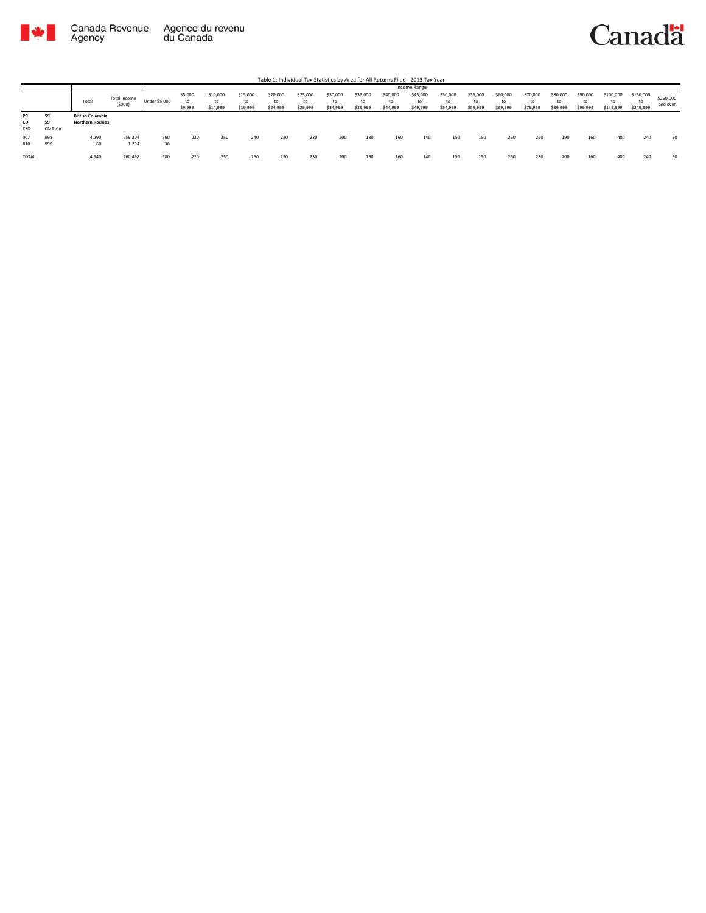Table 1: Individual Tax Statistics by Area for All Returns Filed - 2013 Tax Year

| | | Total | Total Income ($000) | Income Range | | | | | | | | | | | | | | | | | | | |
|---|---|---|---|---|---|---|---|---|---|---|---|---|---|---|---|---|---|---|---|---|---|---|---|
| | | | | Under $5,000 | $5,000 to $9,999 | $10,000 to $14,999 | $15,000 to $19,999 | $20,000 to $24,999 | $25,000 to $29,999 | $30,000 to $34,999 | $35,000 to $39,999 | $40,000 to $44,999 | $45,000 to $49,999 | $50,000 to $54,999 | $55,000 to $59,999 | $60,000 to $69,999 | $70,000 to $79,999 | $80,000 to $89,999 | $90,000 to $99,999 | $100,000 to $149,999 | $150,000 to $249,999 | $250,000 and over |
| **PR** | **59** | **British Columbia** | | | | | | | | | | | | | | | | | | | | | |
| **CD** | **59** | **Northern Rockies** | | | | | | | | | | | | | | | | | | | | | |
| CSD | CMA-CA | | | | | | | | | | | | | | | | | | | | | | |
| 007 | 998 | 4,290 | 259,204 | 560 | 220 | 250 | 240 | 220 | 230 | 200 | 180 | 160 | 140 | 150 | 150 | 260 | 220 | 190 | 160 | 480 | 240 | 50 |
| 810 | 999 | 60 | 1,294 | 30 | | | | | | | | | | | | | | | | | | |
| TOTAL | | 4,340 | 260,498 | 580 | 220 | 250 | 250 | 220 | 230 | 200 | 190 | 160 | 140 | 150 | 150 | 260 | 230 | 200 | 160 | 480 | 240 | 50 |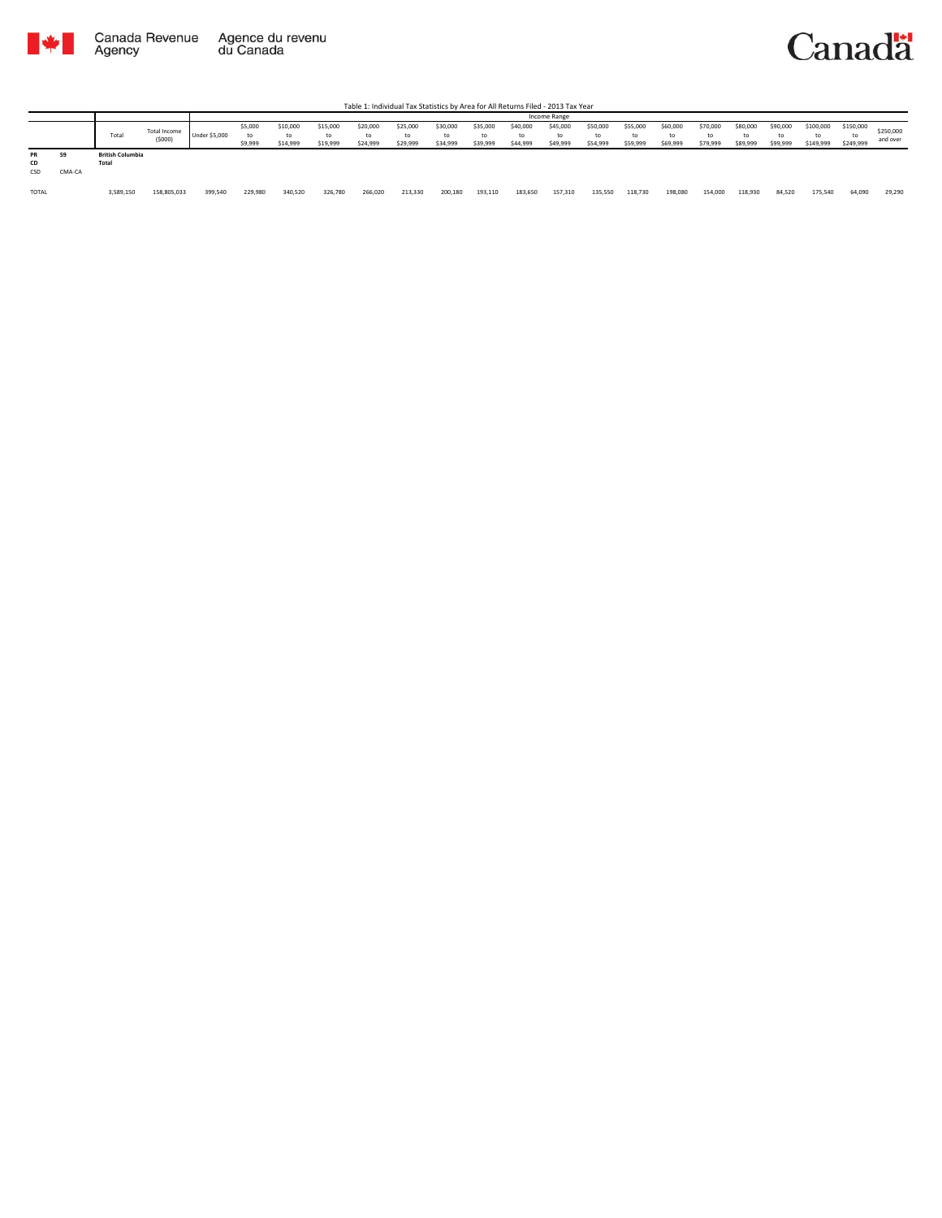Canada Revenue Agency / Agence du revenu du Canada

Canada

Table 1: Individual Tax Statistics by Area for All Returns Filed - 2013 Tax Year

| | | | | Income Range | | | | | | | | | | | | | | | | | | | |
|---|---|---|---|---|---|---|---|---|---|---|---|---|---|---|---|---|---|---|---|---|---|---|---|
| | | Total | Total Income ($000) | Under $5,000 | $5,000 to $9,999 | $10,000 to $14,999 | $15,000 to $19,999 | $20,000 to $24,999 | $25,000 to $29,999 | $30,000 to $34,999 | $35,000 to $39,999 | $40,000 to $44,999 | $45,000 to $49,999 | $50,000 to $54,999 | $55,000 to $59,999 | $60,000 to $69,999 | $70,000 to $79,999 | $80,000 to $89,999 | $90,000 to $99,999 | $100,000 to $149,999 | $150,000 to $249,999 | $250,000 and over |
| **PR** | **59** | **British Columbia** | | | | | | | | | | | | | | | | | | | | | |
| **CD** | | **Total** | | | | | | | | | | | | | | | | | | | | | |
| CSD | CMA-CA | | | | | | | | | | | | | | | | | | | | | | |
| TOTAL | | 3,589,150 | 158,805,033 | 399,540 | 229,980 | 340,520 | 326,780 | 266,020 | 213,330 | 200,180 | 193,110 | 183,650 | 157,310 | 135,550 | 118,730 | 198,080 | 154,000 | 118,930 | 84,520 | 175,540 | 64,090 | 29,290 |